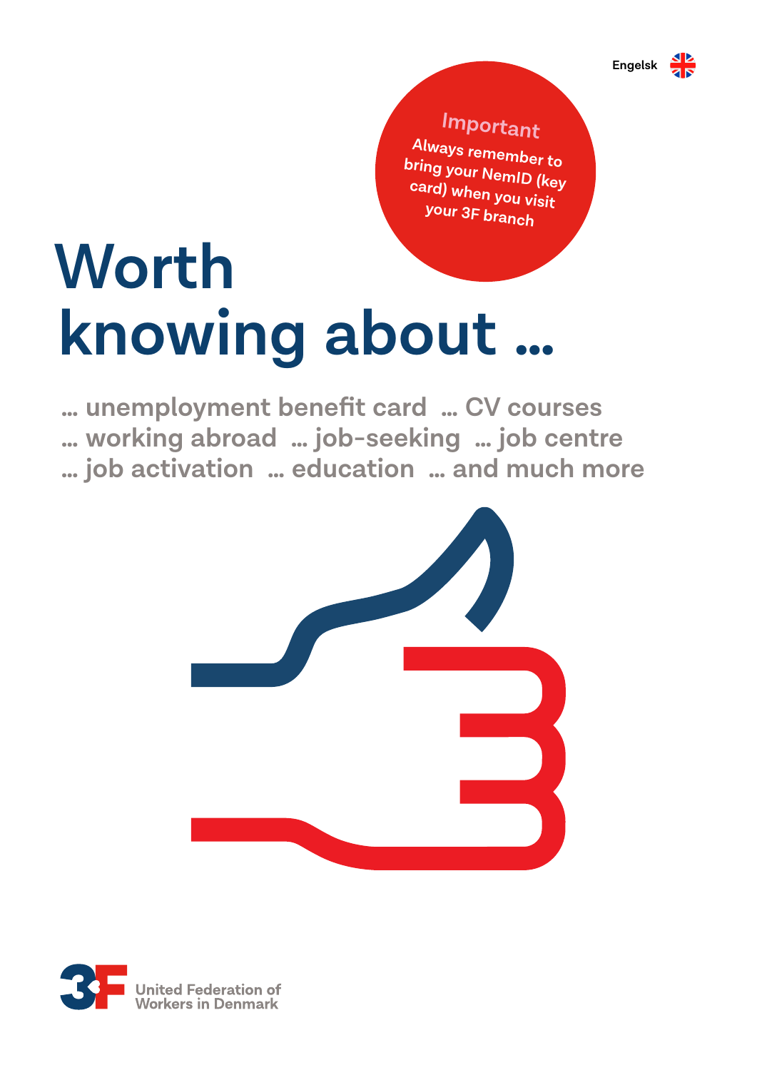Engelsk

**Important**

**Always remember to bring your NemID (key card) when you visit your 3F branch**

# Worth knowing about …

… unemployment benefit card … CV courses … working abroad … job-seeking … job centre … job activation … education … and much more

United Federation of Workers in Denmark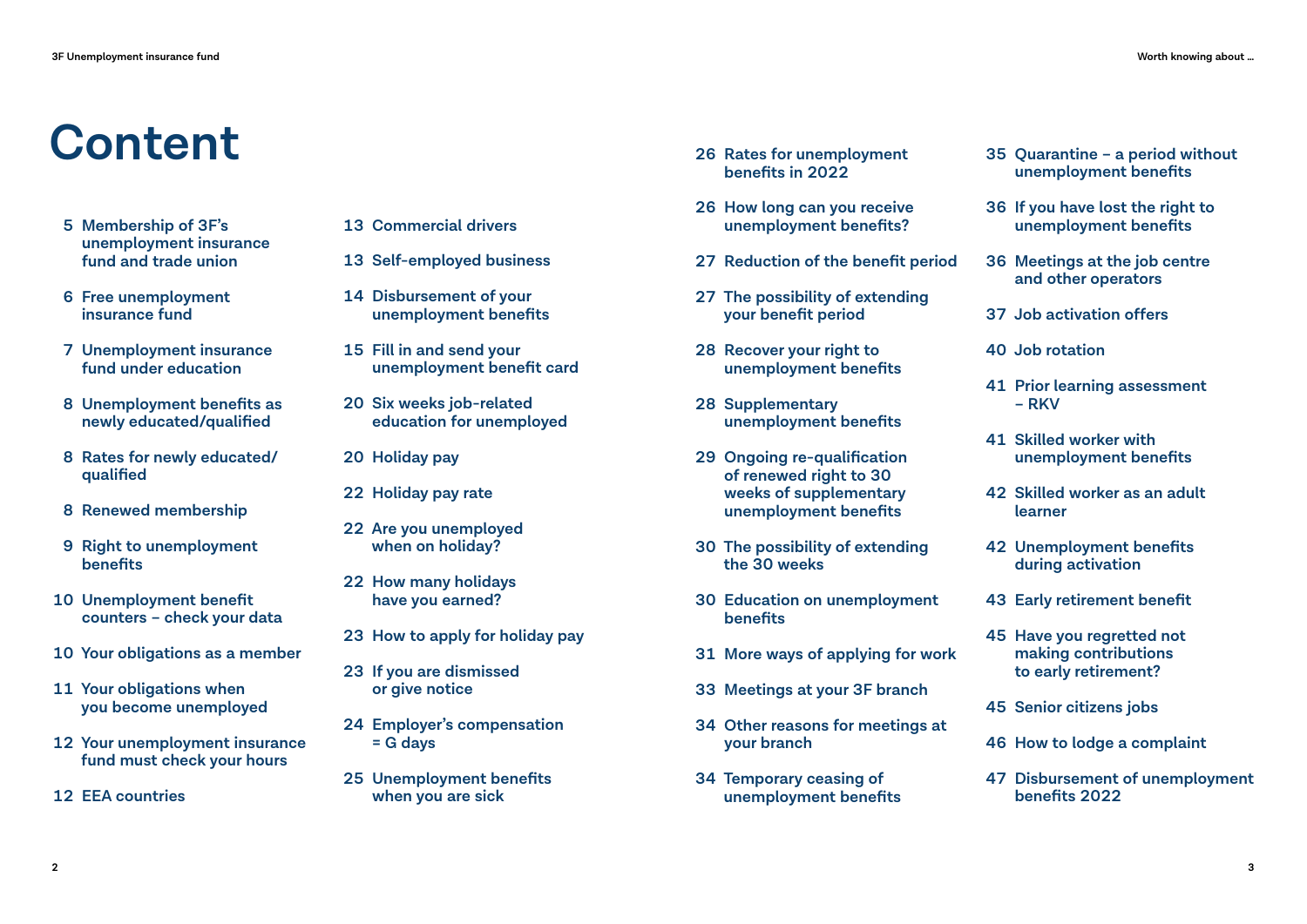# Content

5 Membership of 3F's unemployment insurance fund and trade union

6 Free unemployment insurance fund

7 Unemployment insurance fund under education

8 Unemployment benefits as newly educated/qualified

8 Rates for newly educated/ qualified

8 Renewed membership

9 Right to unemployment benefits

10 Unemployment benefit counters – check your data

10 Your obligations as a member

11 Your obligations when you become unemployed

12 Your unemployment insurance fund must check your hours

12 EEA countries

13 Commercial drivers

13 Self-employed business

14 Disbursement of your unemployment benefits

15 Fill in and send your unemployment benefit card

20 Six weeks job-related education for unemployed

20 Holiday pay

22 Holiday pay rate

22 Are you unemployed when on holiday?

22 How many holidays have you earned?

23 How to apply for holiday pay

23 If you are dismissed or give notice

24 Employer's compensation = G days

25 Unemployment benefits when you are sick

26 Rates for unemployment benefits in 2022

26 How long can you receive unemployment benefits?

27 Reduction of the benefit period

27 The possibility of extending your benefit period

28 Recover your right to unemployment benefits

28 Supplementary unemployment benefits

29 Ongoing re-qualification of renewed right to 30 weeks of supplementary unemployment benefits

30 The possibility of extending the 30 weeks

30 Education on unemployment benefits

31 More ways of applying for work

33 Meetings at your 3F branch

34 Other reasons for meetings at your branch

34 Temporary ceasing of unemployment benefits

35 Quarantine – a period without unemployment benefits

36 If you have lost the right to unemployment benefits

36 Meetings at the job centre and other operators

37 Job activation offers

40 Job rotation

41 Prior learning assessment – RKV

41 Skilled worker with unemployment benefits

42 Skilled worker as an adult learner

42 Unemployment benefits during activation

43 Early retirement benefit

45 Have you regretted not making contributions to early retirement?

45 Senior citizens jobs

46 How to lodge a complaint

47 Disbursement of unemployment benefits 2022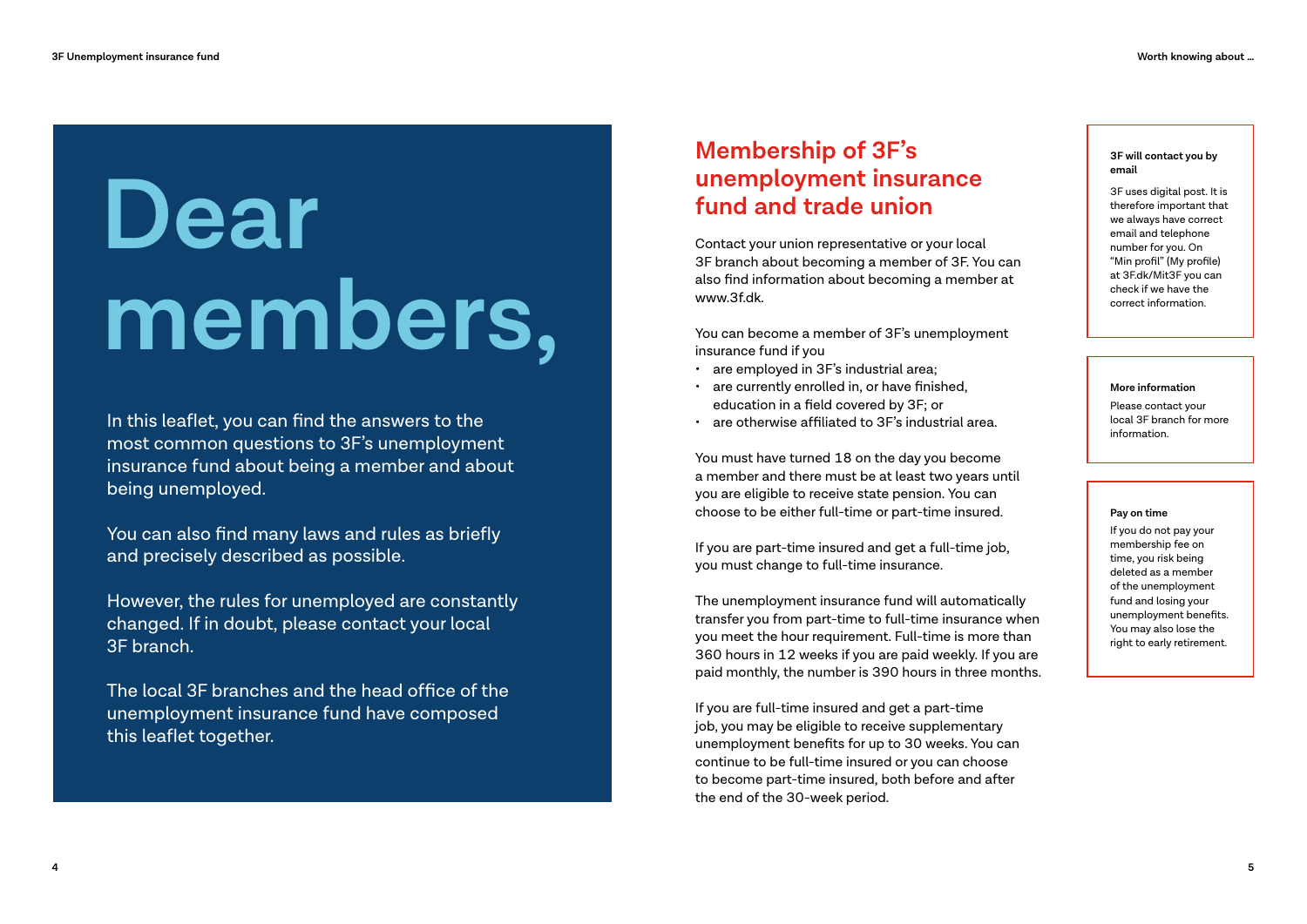# Dear members,

In this leaflet, you can find the answers to the most common questions to 3F's unemployment insurance fund about being a member and about being unemployed.

You can also find many laws and rules as briefly and precisely described as possible.

However, the rules for unemployed are constantly changed. If in doubt, please contact your local 3F branch.

The local 3F branches and the head office of the unemployment insurance fund have composed this leaflet together.

## Membership of 3F's unemployment insurance fund and trade union

Contact your union representative or your local 3F branch about becoming a member of 3F. You can also find information about becoming a member at www.3f.dk.

You can become a member of 3F's unemployment insurance fund if you

- are employed in 3F's industrial area;
- are currently enrolled in, or have finished, education in a field covered by 3F; or
- are otherwise affiliated to 3F's industrial area.

You must have turned 18 on the day you become a member and there must be at least two years until you are eligible to receive state pension. You can choose to be either full-time or part-time insured.

If you are part-time insured and get a full-time job, you must change to full-time insurance.

The unemployment insurance fund will automatically transfer you from part-time to full-time insurance when you meet the hour requirement. Full-time is more than 360 hours in 12 weeks if you are paid weekly. If you are paid monthly, the number is 390 hours in three months.

If you are full-time insured and get a part-time job, you may be eligible to receive supplementary unemployment benefits for up to 30 weeks. You can continue to be full-time insured or you can choose to become part-time insured, both before and after the end of the 30-week period.

**3F will contact you by email**

3F uses digital post. It is therefore important that we always have correct email and telephone number for you. On "Min profil" (My profile) at 3F.dk/Mit3F you can check if we have the correct information.

**More information**

Please contact your local 3F branch for more information.

**Pay on time**

If you do not pay your membership fee on time, you risk being deleted as a member of the unemployment fund and losing your unemployment benefits. You may also lose the right to early retirement.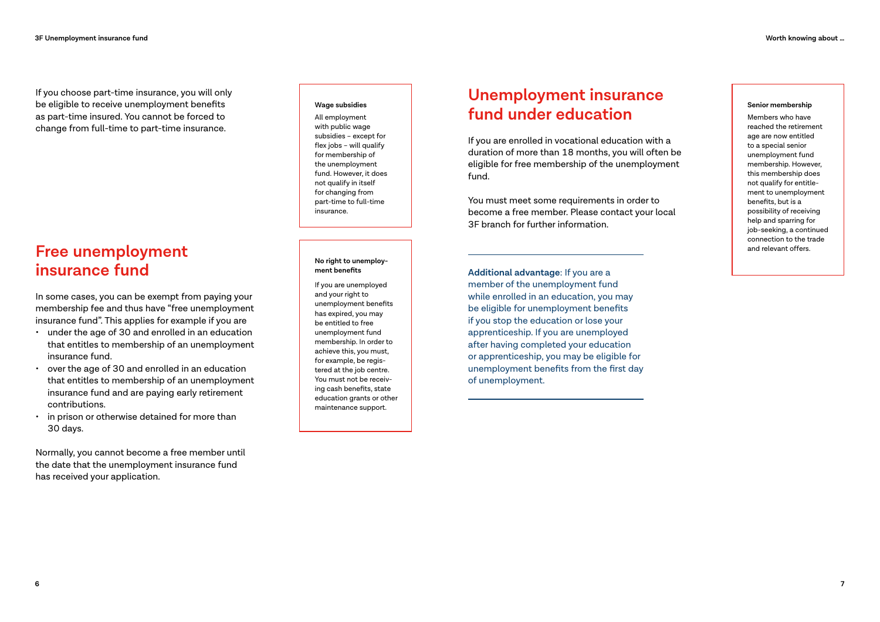If you choose part-time insurance, you will only be eligible to receive unemployment benefits as part-time insured. You cannot be forced to change from full-time to part-time insurance.

**Wage subsidies**

All employment with public wage subsidies – except for flex jobs – will qualify for membership of the unemployment fund. However, it does not qualify in itself for changing from part-time to full-time insurance.

## Free unemployment insurance fund

In some cases, you can be exempt from paying your membership fee and thus have "free unemployment insurance fund". This applies for example if you are

- under the age of 30 and enrolled in an education that entitles to membership of an unemployment insurance fund.
- over the age of 30 and enrolled in an education that entitles to membership of an unemployment insurance fund and are paying early retirement contributions.
- in prison or otherwise detained for more than 30 days.

Normally, you cannot become a free member until the date that the unemployment insurance fund has received your application.

**No right to unemployment benefits**

If you are unemployed and your right to unemployment benefits has expired, you may be entitled to free unemployment fund membership. In order to achieve this, you must, for example, be registered at the job centre. You must not be receiving cash benefits, state education grants or other maintenance support.

## Unemployment insurance fund under education

If you are enrolled in vocational education with a duration of more than 18 months, you will often be eligible for free membership of the unemployment fund.

You must meet some requirements in order to become a free member. Please contact your local 3F branch for further information.

**Additional advantage**: If you are a member of the unemployment fund while enrolled in an education, you may be eligible for unemployment benefits if you stop the education or lose your apprenticeship. If you are unemployed after having completed your education or apprenticeship, you may be eligible for unemployment benefits from the first day of unemployment.

**Senior membership**

Members who have reached the retirement age are now entitled to a special senior unemployment fund membership. However, this membership does not qualify for entitlement to unemployment benefits, but is a possibility of receiving help and sparring for job-seeking, a continued connection to the trade and relevant offers.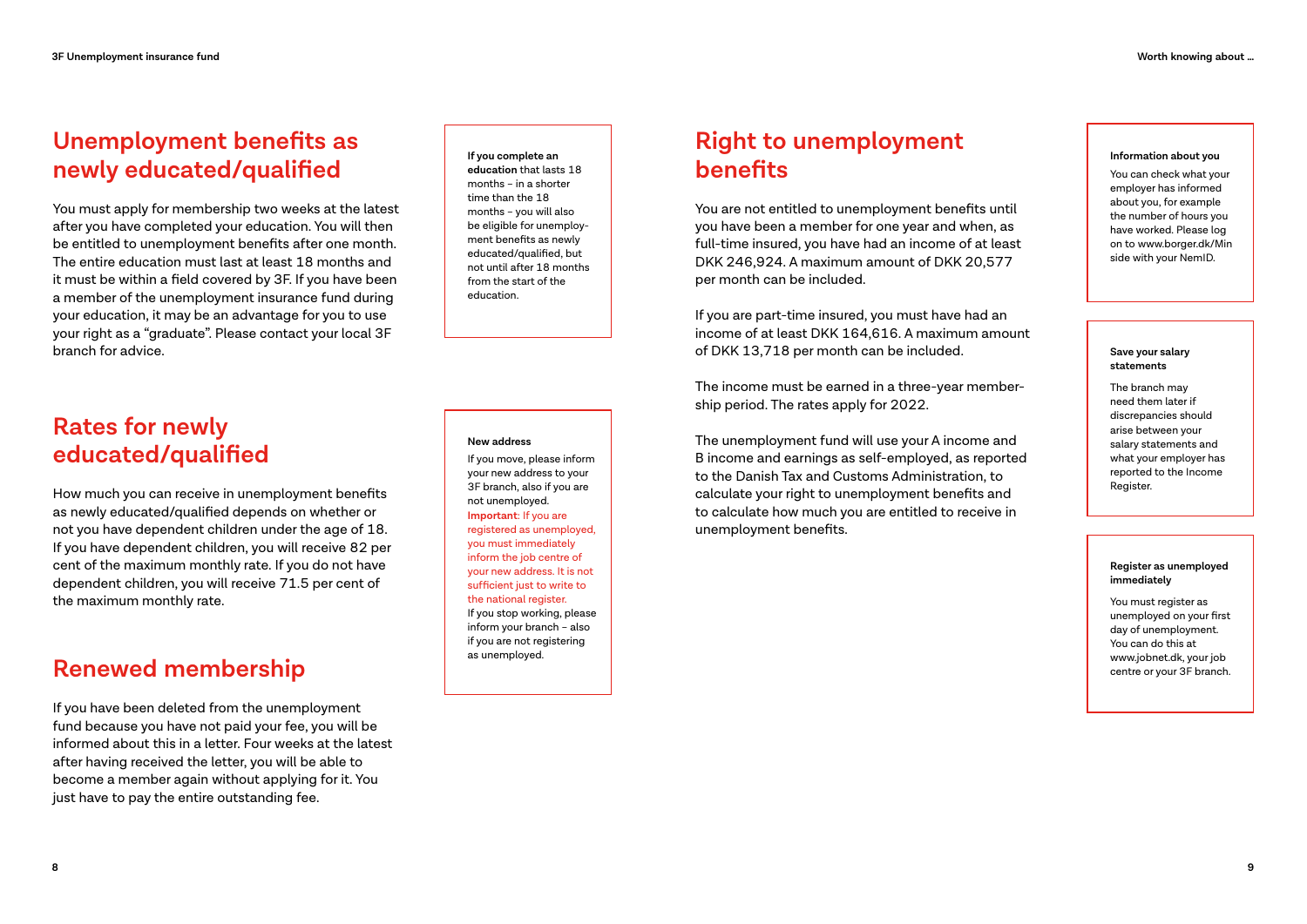## Unemployment benefits as newly educated/qualified

You must apply for membership two weeks at the latest after you have completed your education. You will then be entitled to unemployment benefits after one month. The entire education must last at least 18 months and it must be within a field covered by 3F. If you have been a member of the unemployment insurance fund during your education, it may be an advantage for you to use your right as a "graduate". Please contact your local 3F branch for advice.

**If you complete an education** that lasts 18 months – in a shorter time than the 18 months – you will also be eligible for unemployment benefits as newly educated/qualified, but not until after 18 months from the start of the education.

## Rates for newly educated/qualified

How much you can receive in unemployment benefits as newly educated/qualified depends on whether or not you have dependent children under the age of 18. If you have dependent children, you will receive 82 per cent of the maximum monthly rate. If you do not have dependent children, you will receive 71.5 per cent of the maximum monthly rate.

## Renewed membership

If you have been deleted from the unemployment fund because you have not paid your fee, you will be informed about this in a letter. Four weeks at the latest after having received the letter, you will be able to become a member again without applying for it. You just have to pay the entire outstanding fee.

**New address**

If you move, please inform your new address to your 3F branch, also if you are not unemployed.
**Important**: If you are registered as unemployed, you must immediately inform the job centre of your new address. It is not sufficient just to write to the national register.
If you stop working, please inform your branch – also if you are not registering as unemployed.

## Right to unemployment benefits

You are not entitled to unemployment benefits until you have been a member for one year and when, as full-time insured, you have had an income of at least DKK 246,924. A maximum amount of DKK 20,577 per month can be included.

If you are part-time insured, you must have had an income of at least DKK 164,616. A maximum amount of DKK 13,718 per month can be included.

The income must be earned in a three-year membership period. The rates apply for 2022.

The unemployment fund will use your A income and B income and earnings as self-employed, as reported to the Danish Tax and Customs Administration, to calculate your right to unemployment benefits and to calculate how much you are entitled to receive in unemployment benefits.

**Information about you**

You can check what your employer has informed about you, for example the number of hours you have worked. Please log on to www.borger.dk/Min side with your NemID.

**Save your salary statements**

The branch may need them later if discrepancies should arise between your salary statements and what your employer has reported to the Income Register.

**Register as unemployed immediately**

You must register as unemployed on your first day of unemployment. You can do this at www.jobnet.dk, your job centre or your 3F branch.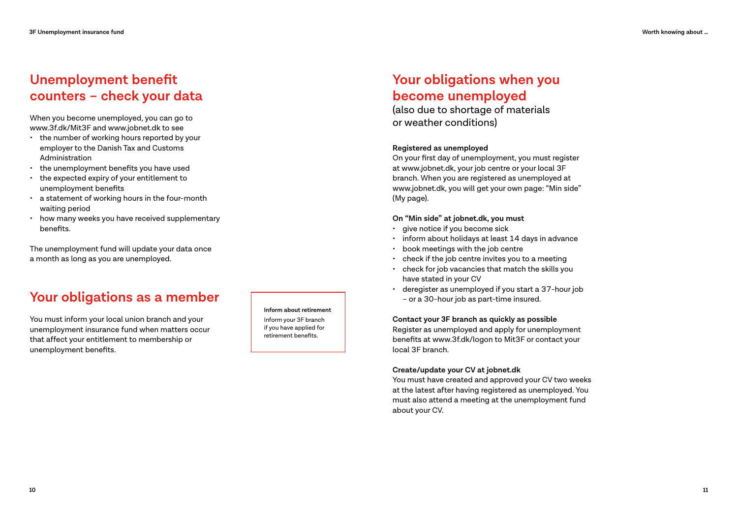## Unemployment benefit counters – check your data

When you become unemployed, you can go to www.3f.dk/Mit3F and www.jobnet.dk to see

- the number of working hours reported by your employer to the Danish Tax and Customs Administration
- the unemployment benefits you have used
- the expected expiry of your entitlement to unemployment benefits
- a statement of working hours in the four-month waiting period
- how many weeks you have received supplementary benefits.

The unemployment fund will update your data once a month as long as you are unemployed.

## Your obligations as a member

You must inform your local union branch and your unemployment insurance fund when matters occur that affect your entitlement to membership or unemployment benefits.

**Inform about retirement**

Inform your 3F branch if you have applied for retirement benefits.

## Your obligations when you become unemployed

(also due to shortage of materials or weather conditions)

**Registered as unemployed**

On your first day of unemployment, you must register at www.jobnet.dk, your job centre or your local 3F branch. When you are registered as unemployed at www.jobnet.dk, you will get your own page: "Min side" (My page).

**On "Min side" at jobnet.dk, you must**

- give notice if you become sick
- inform about holidays at least 14 days in advance
- book meetings with the job centre
- check if the job centre invites you to a meeting
- check for job vacancies that match the skills you have stated in your CV
- deregister as unemployed if you start a 37-hour job – or a 30-hour job as part-time insured.

**Contact your 3F branch as quickly as possible**

Register as unemployed and apply for unemployment benefits at www.3f.dk/logon to Mit3F or contact your local 3F branch.

**Create/update your CV at jobnet.dk**

You must have created and approved your CV two weeks at the latest after having registered as unemployed. You must also attend a meeting at the unemployment fund about your CV.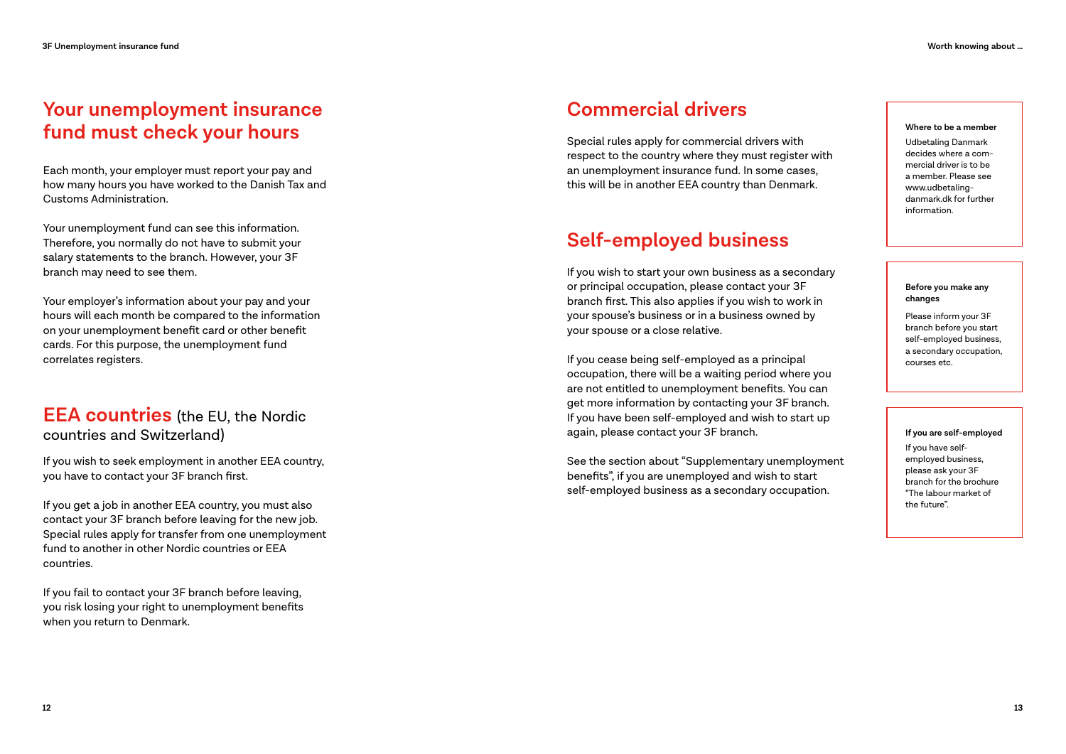## Your unemployment insurance fund must check your hours

Each month, your employer must report your pay and how many hours you have worked to the Danish Tax and Customs Administration.

Your unemployment fund can see this information. Therefore, you normally do not have to submit your salary statements to the branch. However, your 3F branch may need to see them.

Your employer's information about your pay and your hours will each month be compared to the information on your unemployment benefit card or other benefit cards. For this purpose, the unemployment fund correlates registers.

## EEA countries (the EU, the Nordic countries and Switzerland)

If you wish to seek employment in another EEA country, you have to contact your 3F branch first.

If you get a job in another EEA country, you must also contact your 3F branch before leaving for the new job. Special rules apply for transfer from one unemployment fund to another in other Nordic countries or EEA countries.

If you fail to contact your 3F branch before leaving, you risk losing your right to unemployment benefits when you return to Denmark.

## Commercial drivers

Special rules apply for commercial drivers with respect to the country where they must register with an unemployment insurance fund. In some cases, this will be in another EEA country than Denmark.

## Self-employed business

If you wish to start your own business as a secondary or principal occupation, please contact your 3F branch first. This also applies if you wish to work in your spouse's business or in a business owned by your spouse or a close relative.

If you cease being self-employed as a principal occupation, there will be a waiting period where you are not entitled to unemployment benefits. You can get more information by contacting your 3F branch. If you have been self-employed and wish to start up again, please contact your 3F branch.

See the section about "Supplementary unemployment benefits", if you are unemployed and wish to start self-employed business as a secondary occupation.

**Where to be a member**

Udbetaling Danmark decides where a commercial driver is to be a member. Please see www.udbetaling-danmark.dk for further information.

**Before you make any changes**

Please inform your 3F branch before you start self-employed business, a secondary occupation, courses etc.

**If you are self-employed**

If you have self-employed business, please ask your 3F branch for the brochure "The labour market of the future".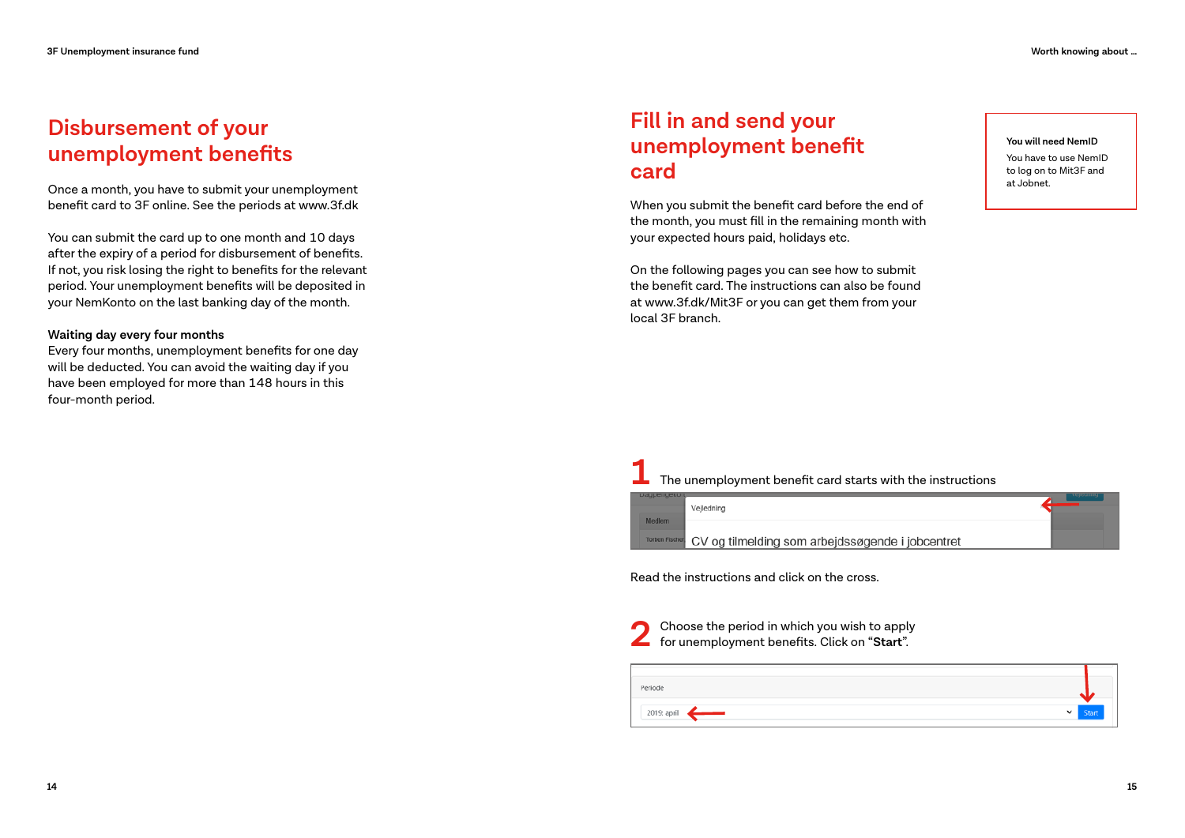# Disbursement of your unemployment benefits

Once a month, you have to submit your unemployment benefit card to 3F online. See the periods at www.3f.dk

You can submit the card up to one month and 10 days after the expiry of a period for disbursement of benefits. If not, you risk losing the right to benefits for the relevant period. Your unemployment benefits will be deposited in your NemKonto on the last banking day of the month.

**Waiting day every four months**

Every four months, unemployment benefits for one day will be deducted. You can avoid the waiting day if you have been employed for more than 148 hours in this four-month period.

# Fill in and send your unemployment benefit card

When you submit the benefit card before the end of the month, you must fill in the remaining month with your expected hours paid, holidays etc.

On the following pages you can see how to submit the benefit card. The instructions can also be found at www.3f.dk/Mit3F or you can get them from your local 3F branch.

**You will need NemID**

You have to use NemID to log on to Mit3F and at Jobnet.

**1** The unemployment benefit card starts with the instructions

Vejledning

CV og tilmelding som arbejdssøgende i jobcentret

Read the instructions and click on the cross.

**2** Choose the period in which you wish to apply for unemployment benefits. Click on "**Start**".

Periode

2019: april

Start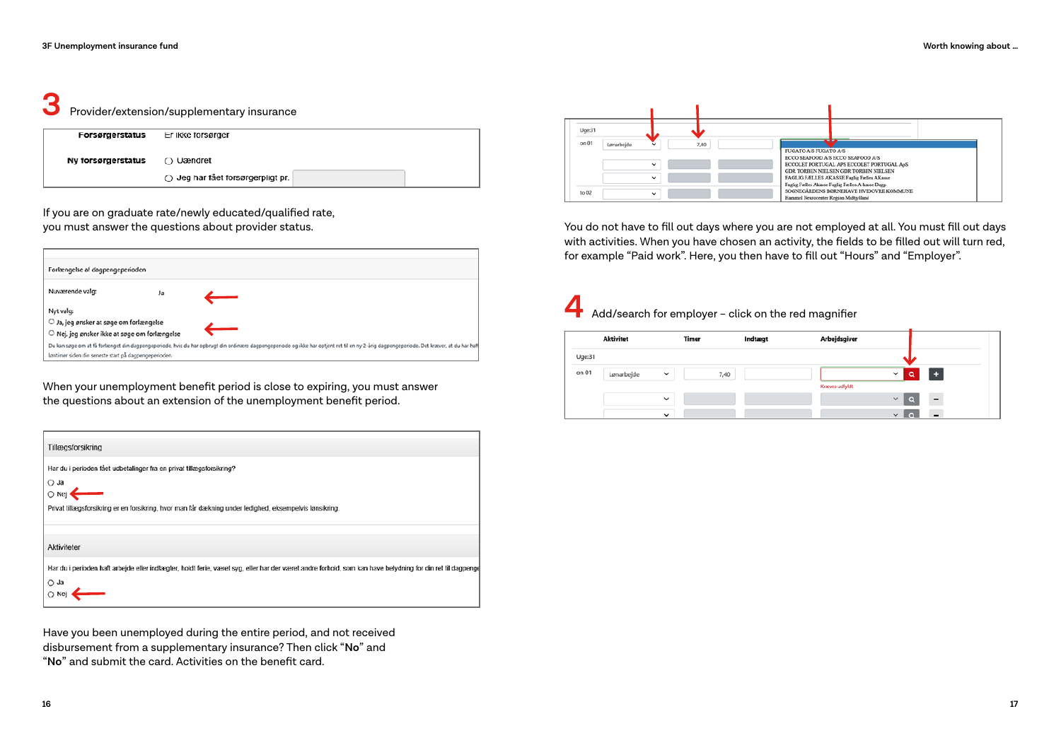## 3 Provider/extension/supplementary insurance

| Forsørgerstatus | Er ikke forsørger |
|---|---|
| Ny forsørgerstatus | Uændret |
| | Jeg har fået forsørgerpligt pr. |

If you are on graduate rate/newly educated/qualified rate, you must answer the questions about provider status.

Forlængelse af dagpengeperioden

Nuværende valg: Ja

Nyt valg:
- Ja, jeg ønsker at søge om forlængelse
- Nej, jeg ønsker ikke at søge om forlængelse

Du kan søge om at få forlænget din dagpengeperiode, hvis du har opbrugt din ordinære dagpengeperiode og ikke har optjent ret til en ny 2-årig dagpengeperiode. Det kræver, at du har haft løntimer siden din seneste start på dagpengeperioden.

When your unemployment benefit period is close to expiring, you must answer the questions about an extension of the unemployment benefit period.

Tillægsforsikring

Har du i perioden fået udbetalinger fra en privat tillægsforsikring?
- Ja
- Nej

Privat tillægsforsikring er en forsikring, hvor man får dækning under ledighed, eksempelvis lønsikring.

Aktiviteter

Har du i perioden haft arbejde eller indtægter, holdt ferie, været syg, eller har der været andre forhold, som kan have betydning for din ret til dagpenge
- Ja
- Nej

Have you been unemployed during the entire period, and not received disbursement from a supplementary insurance? Then click "**No**" and "**No**" and submit the card. Activities on the benefit card.

Uge:31

on 01 — Lønarbejde — 7,40

FUGATO A/S FUGATO A/S
ECCO SEAFOOD A/S ECCO SEAFOOD A/S
ECCOLET PORTUGAL APS ECCOLET PORTUGAL ApS
GDR TORBEN NIELSEN GDR TORBEN NIELSEN
FAGLIG FÆLLES AKASSE Faglig Fælles AKasse
Faglig Fælles Akasse Faglig Fælles A-kasse Dagp.
SOGNEGÅRDENS BØRNEHAVE HVIDOVRE KOMMUNE
Hammel Neurocenter Region Midtjylland

to 02

You do not have to fill out days where you are not employed at all. You must fill out days with activities. When you have chosen an activity, the fields to be filled out will turn red, for example "Paid work". Here, you then have to fill out "Hours" and "Employer".

## 4 Add/search for employer – click on the red magnifier

| | Aktivitet | Timer | Indtægt | Arbejdsgiver |
|---|---|---|---|---|
| Uge:31 | | | | |
| on 01 | Lønarbejde | 7,40 | | Kræves udfyldt |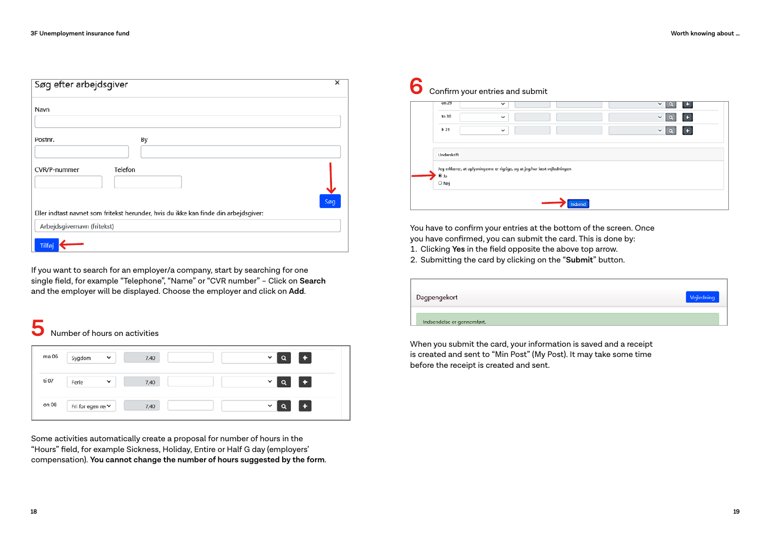If you want to search for an employer/a company, start by searching for one single field, for example “Telephone”, “Name” or “CVR number” – Click on **Search** and the employer will be displayed. Choose the employer and click on **Add**.

## 5 Number of hours on activities

Some activities automatically create a proposal for number of hours in the “Hours” field, for example Sickness, Holiday, Entire or Half G day (employers’ compensation). **You cannot change the number of hours suggested by the form.**

## 6 Confirm your entries and submit

You have to confirm your entries at the bottom of the screen. Once you have confirmed, you can submit the card. This is done by:

1. Clicking **Yes** in the field opposite the above top arrow.
2. Submitting the card by clicking on the “**Submit**” button.

When you submit the card, your information is saved and a receipt is created and sent to “Min Post” (My Post). It may take some time before the receipt is created and sent.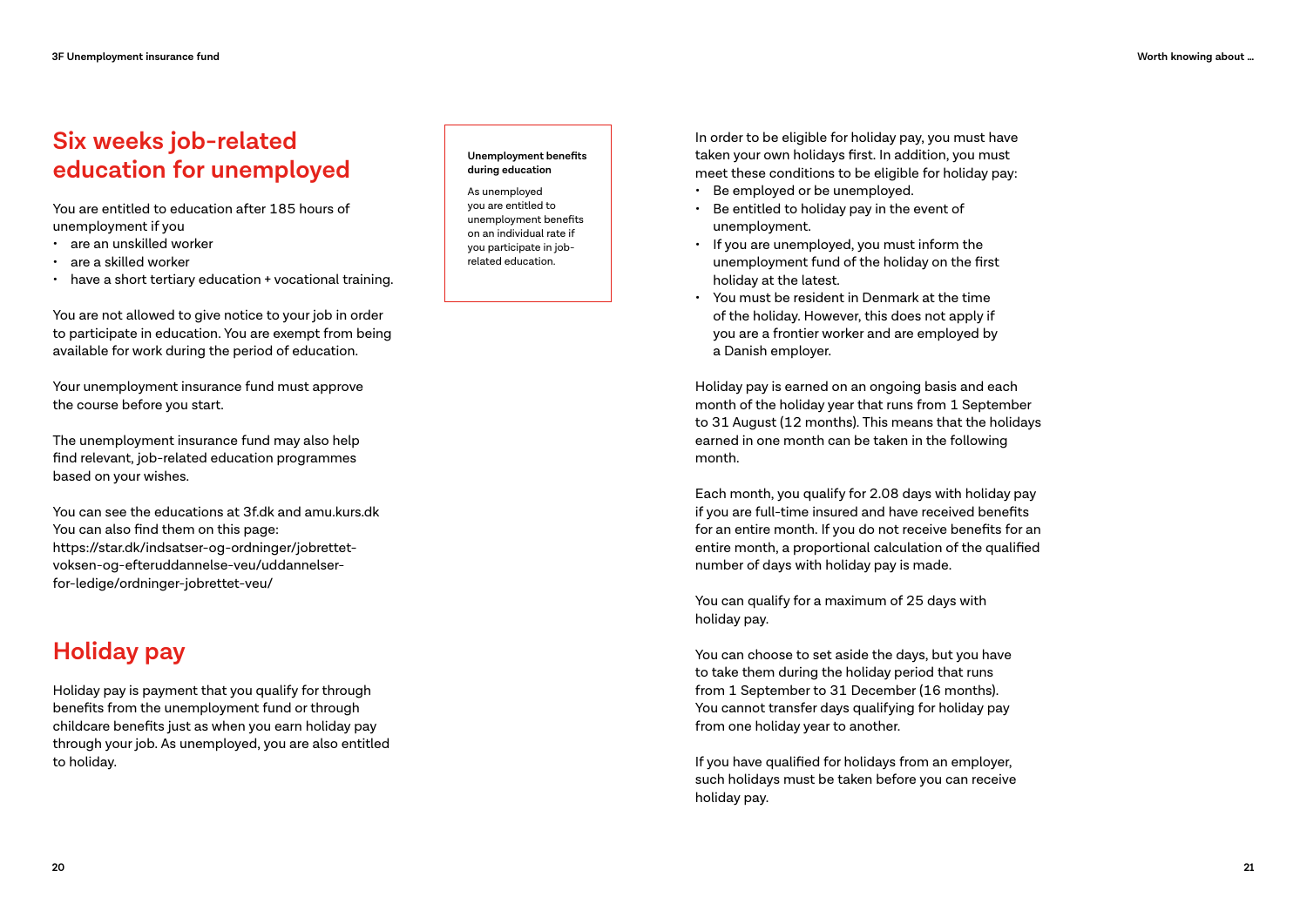## Six weeks job-related education for unemployed

You are entitled to education after 185 hours of unemployment if you

- are an unskilled worker
- are a skilled worker
- have a short tertiary education + vocational training.

You are not allowed to give notice to your job in order to participate in education. You are exempt from being available for work during the period of education.

Your unemployment insurance fund must approve the course before you start.

The unemployment insurance fund may also help find relevant, job-related education programmes based on your wishes.

You can see the educations at 3f.dk and amu.kurs.dk You can also find them on this page: https://star.dk/indsatser-og-ordninger/jobrettet-voksen-og-efteruddannelse-veu/uddannelser-for-ledige/ordninger-jobrettet-veu/

> **Unemployment benefits during education**
>
> As unemployed you are entitled to unemployment benefits on an individual rate if you participate in job-related education.

## Holiday pay

Holiday pay is payment that you qualify for through benefits from the unemployment fund or through childcare benefits just as when you earn holiday pay through your job. As unemployed, you are also entitled to holiday.

In order to be eligible for holiday pay, you must have taken your own holidays first. In addition, you must meet these conditions to be eligible for holiday pay:

- Be employed or be unemployed.
- Be entitled to holiday pay in the event of unemployment.
- If you are unemployed, you must inform the unemployment fund of the holiday on the first holiday at the latest.
- You must be resident in Denmark at the time of the holiday. However, this does not apply if you are a frontier worker and are employed by a Danish employer.

Holiday pay is earned on an ongoing basis and each month of the holiday year that runs from 1 September to 31 August (12 months). This means that the holidays earned in one month can be taken in the following month.

Each month, you qualify for 2.08 days with holiday pay if you are full-time insured and have received benefits for an entire month. If you do not receive benefits for an entire month, a proportional calculation of the qualified number of days with holiday pay is made.

You can qualify for a maximum of 25 days with holiday pay.

You can choose to set aside the days, but you have to take them during the holiday period that runs from 1 September to 31 December (16 months). You cannot transfer days qualifying for holiday pay from one holiday year to another.

If you have qualified for holidays from an employer, such holidays must be taken before you can receive holiday pay.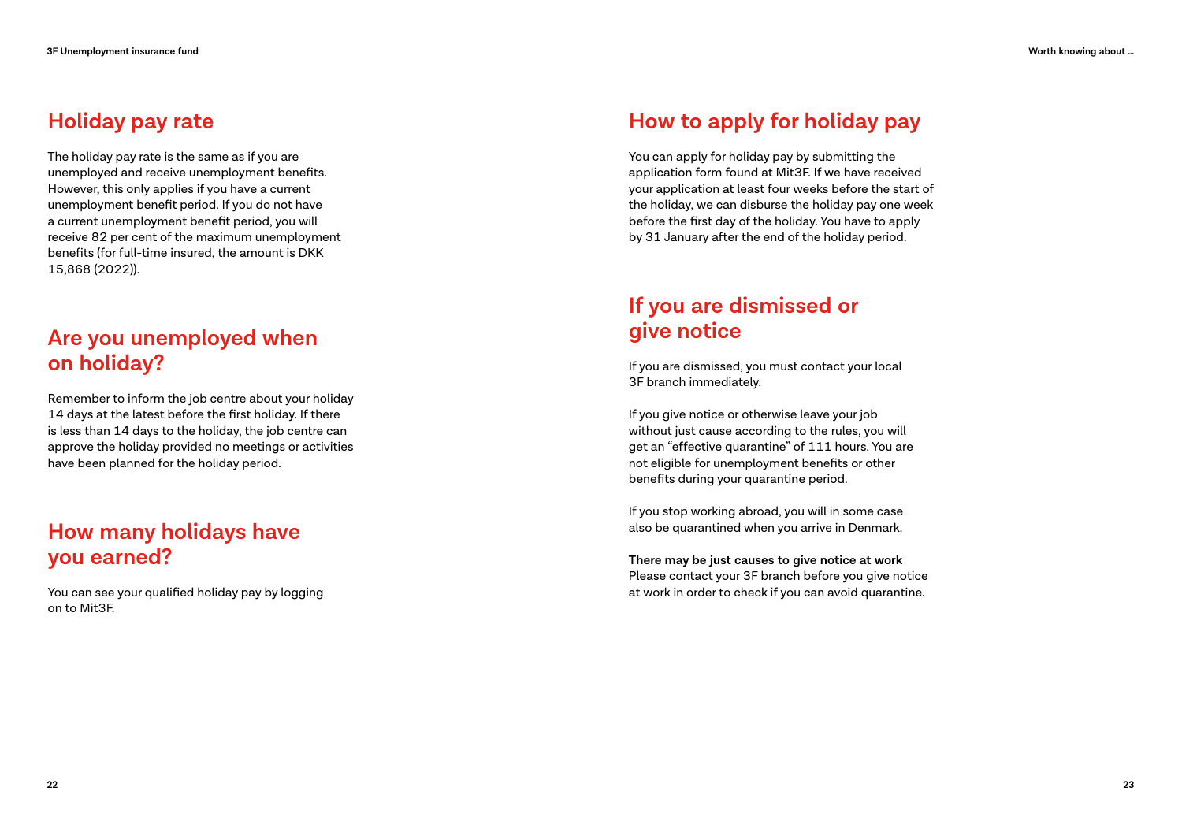## Holiday pay rate

The holiday pay rate is the same as if you are unemployed and receive unemployment benefits. However, this only applies if you have a current unemployment benefit period. If you do not have a current unemployment benefit period, you will receive 82 per cent of the maximum unemployment benefits (for full-time insured, the amount is DKK 15,868 (2022)).

## Are you unemployed when on holiday?

Remember to inform the job centre about your holiday 14 days at the latest before the first holiday. If there is less than 14 days to the holiday, the job centre can approve the holiday provided no meetings or activities have been planned for the holiday period.

## How many holidays have you earned?

You can see your qualified holiday pay by logging on to Mit3F.

## How to apply for holiday pay

You can apply for holiday pay by submitting the application form found at Mit3F. If we have received your application at least four weeks before the start of the holiday, we can disburse the holiday pay one week before the first day of the holiday. You have to apply by 31 January after the end of the holiday period.

## If you are dismissed or give notice

If you are dismissed, you must contact your local 3F branch immediately.

If you give notice or otherwise leave your job without just cause according to the rules, you will get an "effective quarantine" of 111 hours. You are not eligible for unemployment benefits or other benefits during your quarantine period.

If you stop working abroad, you will in some case also be quarantined when you arrive in Denmark.

**There may be just causes to give notice at work**
Please contact your 3F branch before you give notice at work in order to check if you can avoid quarantine.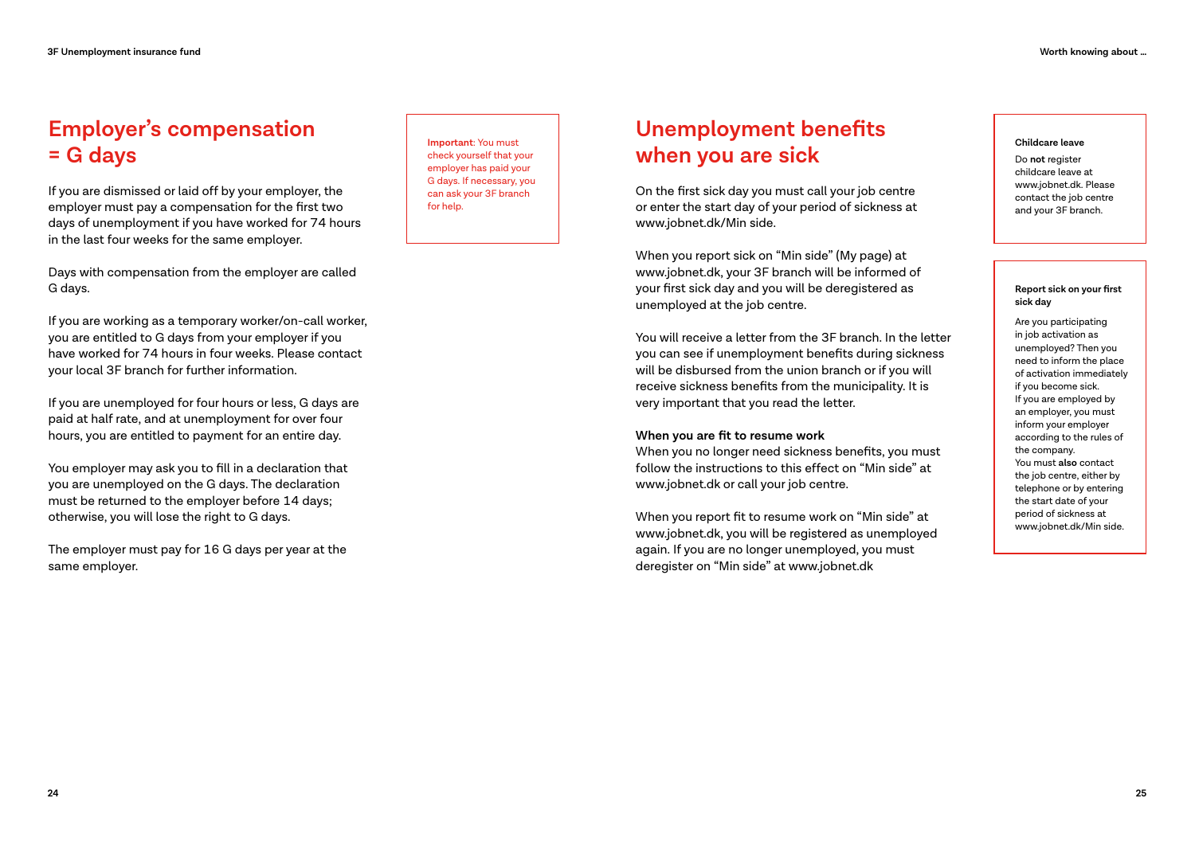## Employer's compensation = G days

If you are dismissed or laid off by your employer, the employer must pay a compensation for the first two days of unemployment if you have worked for 74 hours in the last four weeks for the same employer.

Days with compensation from the employer are called G days.

If you are working as a temporary worker/on-call worker, you are entitled to G days from your employer if you have worked for 74 hours in four weeks. Please contact your local 3F branch for further information.

If you are unemployed for four hours or less, G days are paid at half rate, and at unemployment for over four hours, you are entitled to payment for an entire day.

You employer may ask you to fill in a declaration that you are unemployed on the G days. The declaration must be returned to the employer before 14 days; otherwise, you will lose the right to G days.

The employer must pay for 16 G days per year at the same employer.

**Important**: You must check yourself that your employer has paid your G days. If necessary, you can ask your 3F branch for help.

## Unemployment benefits when you are sick

On the first sick day you must call your job centre or enter the start day of your period of sickness at www.jobnet.dk/Min side.

When you report sick on "Min side" (My page) at www.jobnet.dk, your 3F branch will be informed of your first sick day and you will be deregistered as unemployed at the job centre.

You will receive a letter from the 3F branch. In the letter you can see if unemployment benefits during sickness will be disbursed from the union branch or if you will receive sickness benefits from the municipality. It is very important that you read the letter.

**When you are fit to resume work**

When you no longer need sickness benefits, you must follow the instructions to this effect on "Min side" at www.jobnet.dk or call your job centre.

When you report fit to resume work on "Min side" at www.jobnet.dk, you will be registered as unemployed again. If you are no longer unemployed, you must deregister on "Min side" at www.jobnet.dk

**Childcare leave**

Do **not** register childcare leave at www.jobnet.dk. Please contact the job centre and your 3F branch.

**Report sick on your first sick day**

Are you participating in job activation as unemployed? Then you need to inform the place of activation immediately if you become sick.
If you are employed by an employer, you must inform your employer according to the rules of the company.
You must **also** contact the job centre, either by telephone or by entering the start date of your period of sickness at www.jobnet.dk/Min side.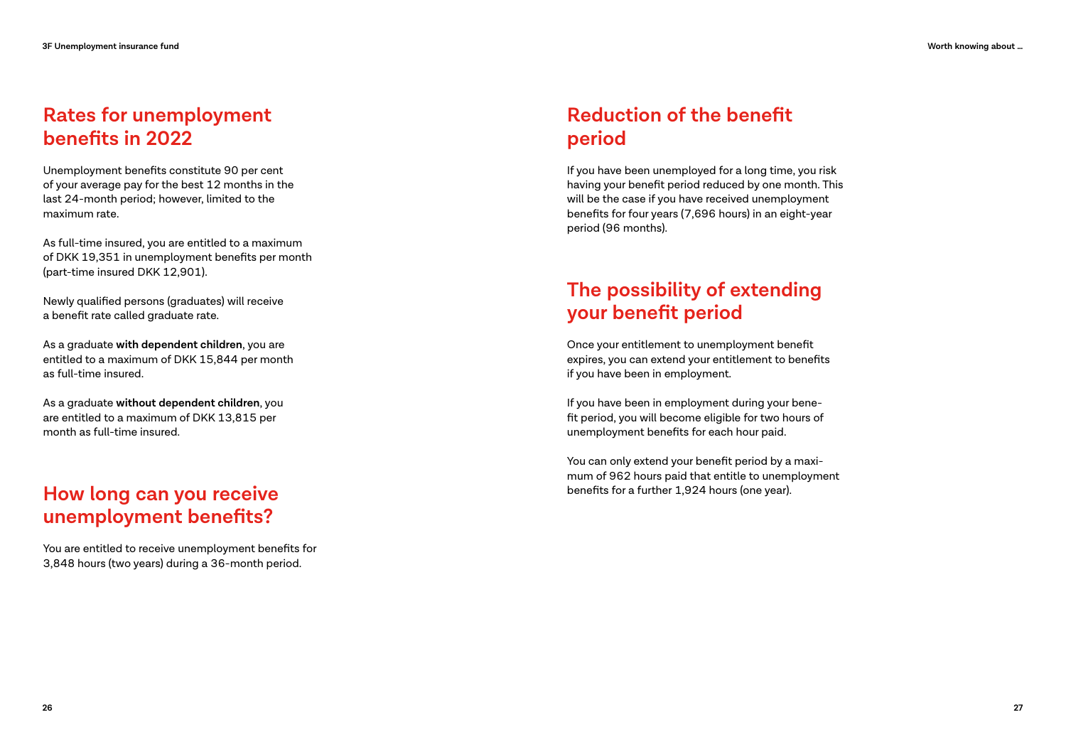## Rates for unemployment benefits in 2022

Unemployment benefits constitute 90 per cent of your average pay for the best 12 months in the last 24-month period; however, limited to the maximum rate.

As full-time insured, you are entitled to a maximum of DKK 19,351 in unemployment benefits per month (part-time insured DKK 12,901).

Newly qualified persons (graduates) will receive a benefit rate called graduate rate.

As a graduate **with dependent children**, you are entitled to a maximum of DKK 15,844 per month as full-time insured.

As a graduate **without dependent children**, you are entitled to a maximum of DKK 13,815 per month as full-time insured.

## How long can you receive unemployment benefits?

You are entitled to receive unemployment benefits for 3,848 hours (two years) during a 36-month period.

## Reduction of the benefit period

If you have been unemployed for a long time, you risk having your benefit period reduced by one month. This will be the case if you have received unemployment benefits for four years (7,696 hours) in an eight-year period (96 months).

## The possibility of extending your benefit period

Once your entitlement to unemployment benefit expires, you can extend your entitlement to benefits if you have been in employment.

If you have been in employment during your benefit period, you will become eligible for two hours of unemployment benefits for each hour paid.

You can only extend your benefit period by a maximum of 962 hours paid that entitle to unemployment benefits for a further 1,924 hours (one year).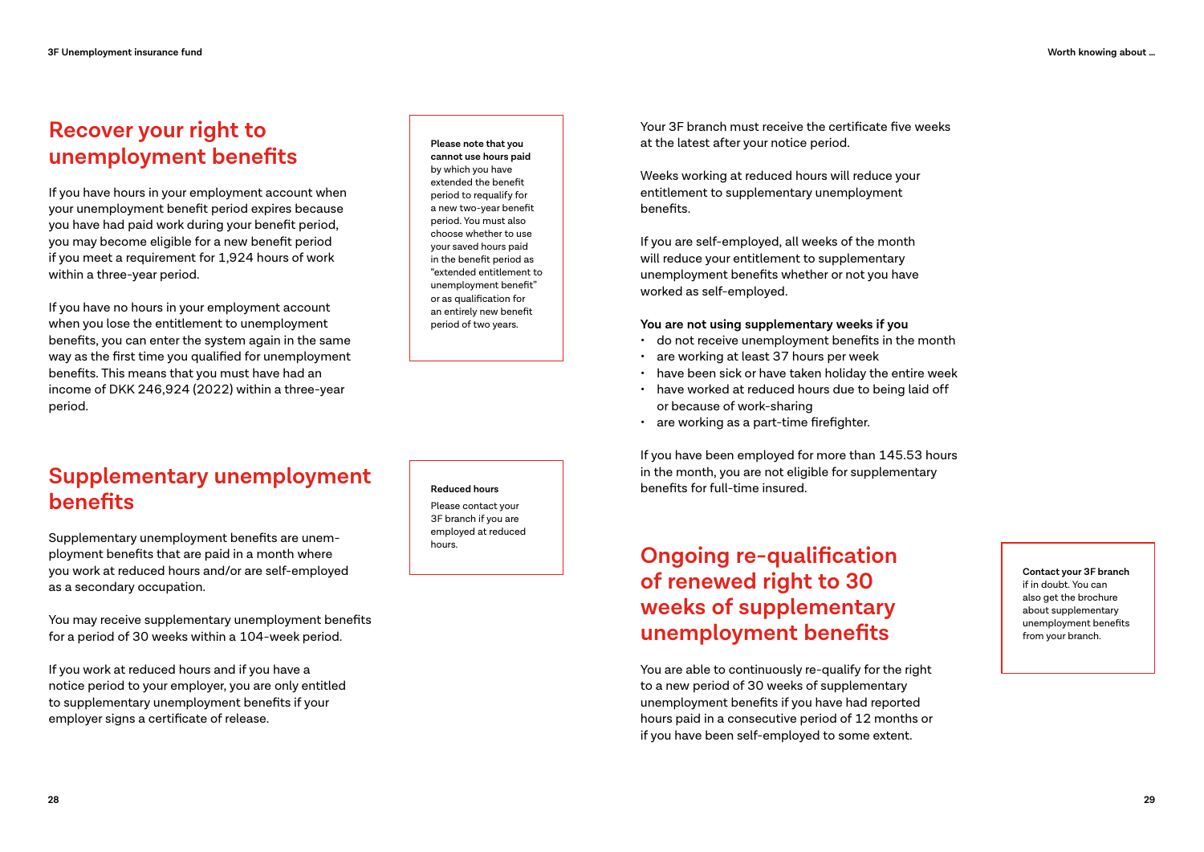## Recover your right to unemployment benefits

If you have hours in your employment account when your unemployment benefit period expires because you have had paid work during your benefit period, you may become eligible for a new benefit period if you meet a requirement for 1,924 hours of work within a three-year period.

If you have no hours in your employment account when you lose the entitlement to unemployment benefits, you can enter the system again in the same way as the first time you qualified for unemployment benefits. This means that you must have had an income of DKK 246,924 (2022) within a three-year period.

**Please note that you cannot use hours paid** by which you have extended the benefit period to requalify for a new two-year benefit period. You must also choose whether to use your saved hours paid in the benefit period as "extended entitlement to unemployment benefit" or as qualification for an entirely new benefit period of two years.

## Supplementary unemployment benefits

Supplementary unemployment benefits are unemployment benefits that are paid in a month where you work at reduced hours and/or are self-employed as a secondary occupation.

You may receive supplementary unemployment benefits for a period of 30 weeks within a 104-week period.

If you work at reduced hours and if you have a notice period to your employer, you are only entitled to supplementary unemployment benefits if your employer signs a certificate of release.

**Reduced hours**

Please contact your 3F branch if you are employed at reduced hours.

Your 3F branch must receive the certificate five weeks at the latest after your notice period.

Weeks working at reduced hours will reduce your entitlement to supplementary unemployment benefits.

If you are self-employed, all weeks of the month will reduce your entitlement to supplementary unemployment benefits whether or not you have worked as self-employed.

**You are not using supplementary weeks if you**

- do not receive unemployment benefits in the month
- are working at least 37 hours per week
- have been sick or have taken holiday the entire week
- have worked at reduced hours due to being laid off or because of work-sharing
- are working as a part-time firefighter.

If you have been employed for more than 145.53 hours in the month, you are not eligible for supplementary benefits for full-time insured.

## Ongoing re-qualification of renewed right to 30 weeks of supplementary unemployment benefits

You are able to continuously re-qualify for the right to a new period of 30 weeks of supplementary unemployment benefits if you have had reported hours paid in a consecutive period of 12 months or if you have been self-employed to some extent.

**Contact your 3F branch** if in doubt. You can also get the brochure about supplementary unemployment benefits from your branch.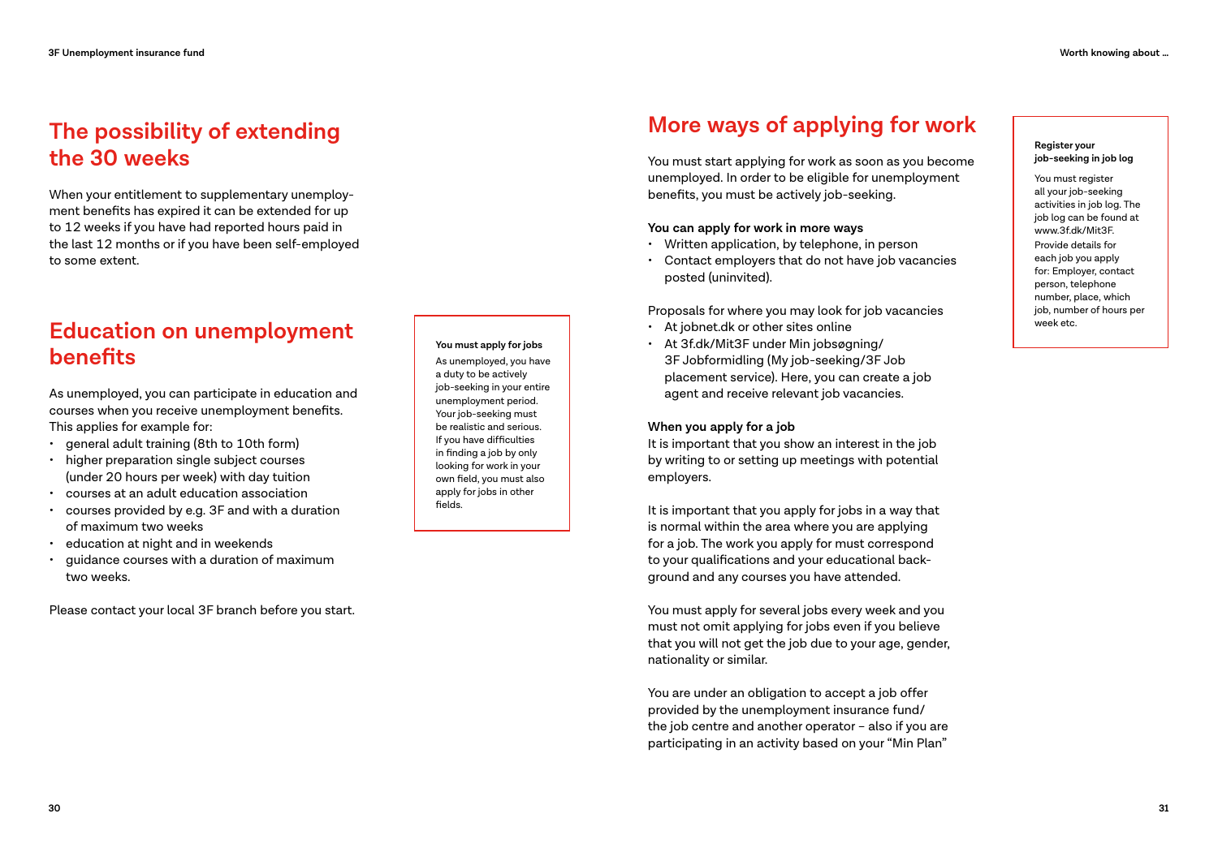## The possibility of extending the 30 weeks

When your entitlement to supplementary unemployment benefits has expired it can be extended for up to 12 weeks if you have had reported hours paid in the last 12 months or if you have been self-employed to some extent.

## Education on unemployment benefits

As unemployed, you can participate in education and courses when you receive unemployment benefits. This applies for example for:

- general adult training (8th to 10th form)
- higher preparation single subject courses (under 20 hours per week) with day tuition
- courses at an adult education association
- courses provided by e.g. 3F and with a duration of maximum two weeks
- education at night and in weekends
- guidance courses with a duration of maximum two weeks.

Please contact your local 3F branch before you start.

**You must apply for jobs**

As unemployed, you have a duty to be actively job-seeking in your entire unemployment period. Your job-seeking must be realistic and serious. If you have difficulties in finding a job by only looking for work in your own field, you must also apply for jobs in other fields.

## More ways of applying for work

You must start applying for work as soon as you become unemployed. In order to be eligible for unemployment benefits, you must be actively job-seeking.

**You can apply for work in more ways**

- Written application, by telephone, in person
- Contact employers that do not have job vacancies posted (uninvited).

Proposals for where you may look for job vacancies

- At jobnet.dk or other sites online
- At 3f.dk/Mit3F under Min jobsøgning/3F Jobformidling (My job-seeking/3F Job placement service). Here, you can create a job agent and receive relevant job vacancies.

**When you apply for a job**

It is important that you show an interest in the job by writing to or setting up meetings with potential employers.

It is important that you apply for jobs in a way that is normal within the area where you are applying for a job. The work you apply for must correspond to your qualifications and your educational background and any courses you have attended.

You must apply for several jobs every week and you must not omit applying for jobs even if you believe that you will not get the job due to your age, gender, nationality or similar.

You are under an obligation to accept a job offer provided by the unemployment insurance fund/the job centre and another operator – also if you are participating in an activity based on your "Min Plan"

**Register your job-seeking in job log**

You must register all your job-seeking activities in job log. The job log can be found at www.3f.dk/Mit3F.

Provide details for each job you apply for: Employer, contact person, telephone number, place, which job, number of hours per week etc.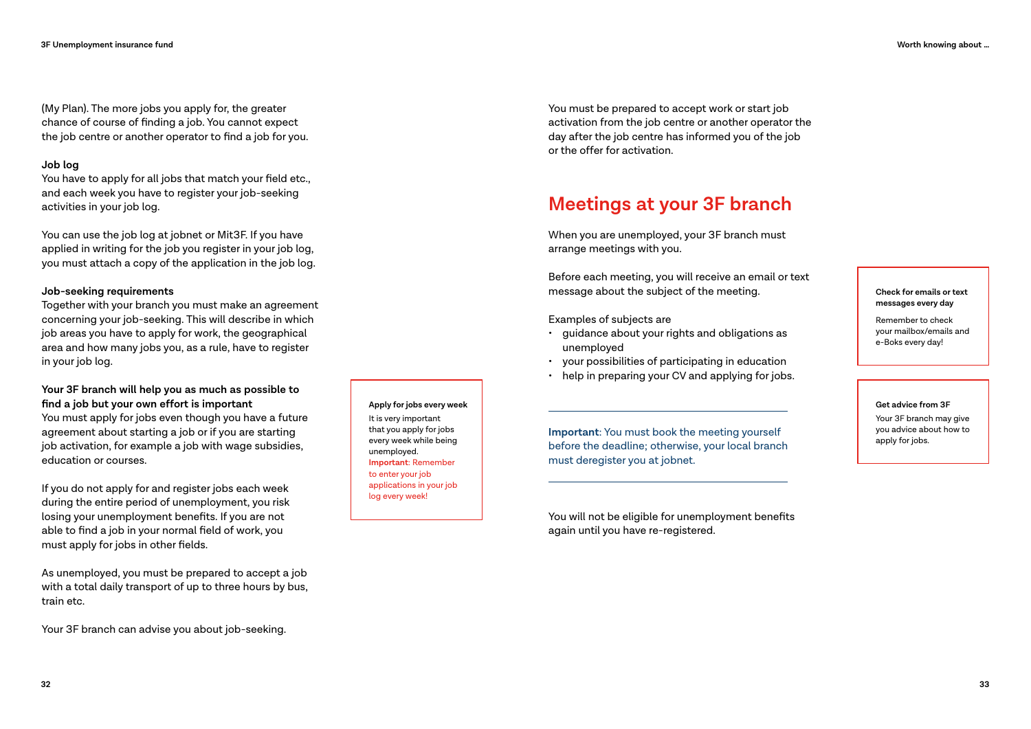(My Plan). The more jobs you apply for, the greater chance of course of finding a job. You cannot expect the job centre or another operator to find a job for you.

**Job log**

You have to apply for all jobs that match your field etc., and each week you have to register your job-seeking activities in your job log.

You can use the job log at jobnet or Mit3F. If you have applied in writing for the job you register in your job log, you must attach a copy of the application in the job log.

**Job-seeking requirements**

Together with your branch you must make an agreement concerning your job-seeking. This will describe in which job areas you have to apply for work, the geographical area and how many jobs you, as a rule, have to register in your job log.

**Your 3F branch will help you as much as possible to find a job but your own effort is important**

You must apply for jobs even though you have a future agreement about starting a job or if you are starting job activation, for example a job with wage subsidies, education or courses.

If you do not apply for and register jobs each week during the entire period of unemployment, you risk losing your unemployment benefits. If you are not able to find a job in your normal field of work, you must apply for jobs in other fields.

As unemployed, you must be prepared to accept a job with a total daily transport of up to three hours by bus, train etc.

Your 3F branch can advise you about job-seeking.

> **Apply for jobs every week**
>
> It is very important that you apply for jobs every week while being unemployed.
> **Important**: Remember to enter your job applications in your job log every week!

You must be prepared to accept work or start job activation from the job centre or another operator the day after the job centre has informed you of the job or the offer for activation.

## Meetings at your 3F branch

When you are unemployed, your 3F branch must arrange meetings with you.

Before each meeting, you will receive an email or text message about the subject of the meeting.

Examples of subjects are

- guidance about your rights and obligations as unemployed
- your possibilities of participating in education
- help in preparing your CV and applying for jobs.

---

**Important**: You must book the meeting yourself before the deadline; otherwise, your local branch must deregister you at jobnet.

---

You will not be eligible for unemployment benefits again until you have re-registered.

> **Check for emails or text messages every day**
>
> Remember to check your mailbox/emails and e-Boks every day!

> **Get advice from 3F**
>
> Your 3F branch may give you advice about how to apply for jobs.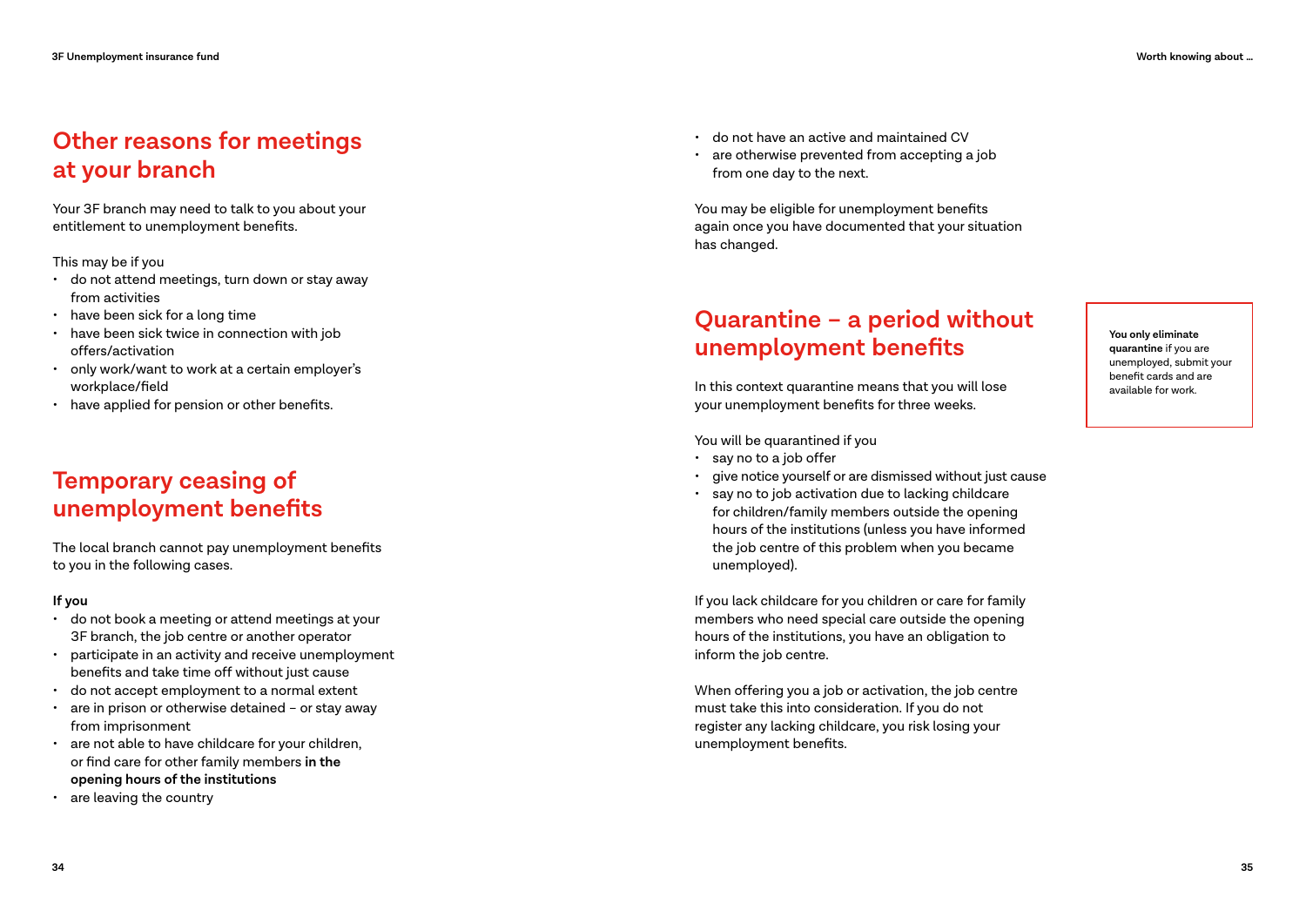## Other reasons for meetings at your branch

Your 3F branch may need to talk to you about your entitlement to unemployment benefits.

This may be if you

- do not attend meetings, turn down or stay away from activities
- have been sick for a long time
- have been sick twice in connection with job offers/activation
- only work/want to work at a certain employer's workplace/field
- have applied for pension or other benefits.

## Temporary ceasing of unemployment benefits

The local branch cannot pay unemployment benefits to you in the following cases.

**If you**

- do not book a meeting or attend meetings at your 3F branch, the job centre or another operator
- participate in an activity and receive unemployment benefits and take time off without just cause
- do not accept employment to a normal extent
- are in prison or otherwise detained – or stay away from imprisonment
- are not able to have childcare for your children, or find care for other family members **in the opening hours of the institutions**
- are leaving the country
- do not have an active and maintained CV
- are otherwise prevented from accepting a job from one day to the next.

You may be eligible for unemployment benefits again once you have documented that your situation has changed.

## Quarantine – a period without unemployment benefits

In this context quarantine means that you will lose your unemployment benefits for three weeks.

You will be quarantined if you

- say no to a job offer
- give notice yourself or are dismissed without just cause
- say no to job activation due to lacking childcare for children/family members outside the opening hours of the institutions (unless you have informed the job centre of this problem when you became unemployed).

If you lack childcare for you children or care for family members who need special care outside the opening hours of the institutions, you have an obligation to inform the job centre.

When offering you a job or activation, the job centre must take this into consideration. If you do not register any lacking childcare, you risk losing your unemployment benefits.

**You only eliminate quarantine** if you are unemployed, submit your benefit cards and are available for work.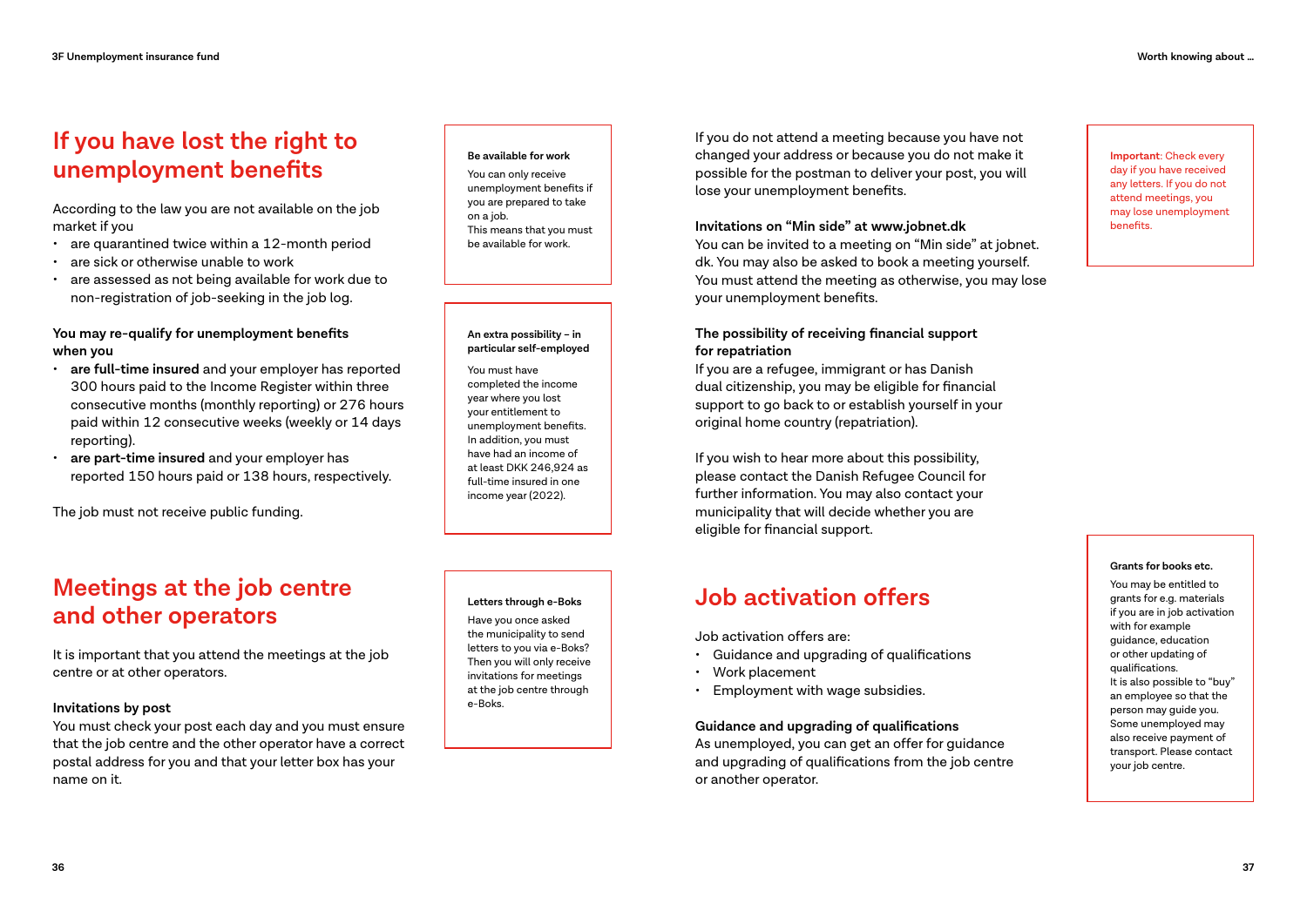## If you have lost the right to unemployment benefits

According to the law you are not available on the job market if you

- are quarantined twice within a 12-month period
- are sick or otherwise unable to work
- are assessed as not being available for work due to non-registration of job-seeking in the job log.

**You may re-qualify for unemployment benefits when you**

- **are full-time insured** and your employer has reported 300 hours paid to the Income Register within three consecutive months (monthly reporting) or 276 hours paid within 12 consecutive weeks (weekly or 14 days reporting).
- **are part-time insured** and your employer has reported 150 hours paid or 138 hours, respectively.

The job must not receive public funding.

**Be available for work**

You can only receive unemployment benefits if you are prepared to take on a job.
This means that you must be available for work.

**An extra possibility – in particular self-employed**

You must have completed the income year where you lost your entitlement to unemployment benefits. In addition, you must have had an income of at least DKK 246,924 as full-time insured in one income year (2022).

## Meetings at the job centre and other operators

It is important that you attend the meetings at the job centre or at other operators.

**Invitations by post**

You must check your post each day and you must ensure that the job centre and the other operator have a correct postal address for you and that your letter box has your name on it.

**Letters through e-Boks**

Have you once asked the municipality to send letters to you via e-Boks? Then you will only receive invitations for meetings at the job centre through e-Boks.

If you do not attend a meeting because you have not changed your address or because you do not make it possible for the postman to deliver your post, you will lose your unemployment benefits.

**Invitations on "Min side" at www.jobnet.dk**

You can be invited to a meeting on "Min side" at jobnet.dk. You may also be asked to book a meeting yourself. You must attend the meeting as otherwise, you may lose your unemployment benefits.

**Important**: Check every day if you have received any letters. If you do not attend meetings, you may lose unemployment benefits.

**The possibility of receiving financial support for repatriation**

If you are a refugee, immigrant or has Danish dual citizenship, you may be eligible for financial support to go back to or establish yourself in your original home country (repatriation).

If you wish to hear more about this possibility, please contact the Danish Refugee Council for further information. You may also contact your municipality that will decide whether you are eligible for financial support.

## Job activation offers

Job activation offers are:

- Guidance and upgrading of qualifications
- Work placement
- Employment with wage subsidies.

**Guidance and upgrading of qualifications**

As unemployed, you can get an offer for guidance and upgrading of qualifications from the job centre or another operator.

**Grants for books etc.**

You may be entitled to grants for e.g. materials if you are in job activation with for example guidance, education or other updating of qualifications.
It is also possible to "buy" an employee so that the person may guide you. Some unemployed may also receive payment of transport. Please contact your job centre.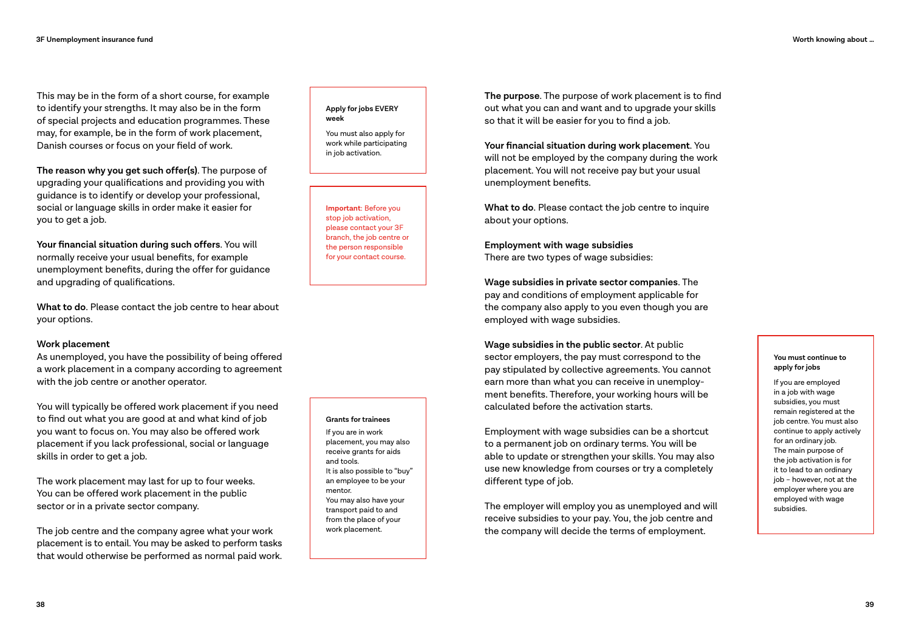This may be in the form of a short course, for example to identify your strengths. It may also be in the form of special projects and education programmes. These may, for example, be in the form of work placement, Danish courses or focus on your field of work.

**The reason why you get such offer(s)**. The purpose of upgrading your qualifications and providing you with guidance is to identify or develop your professional, social or language skills in order make it easier for you to get a job.

**Your financial situation during such offers**. You will normally receive your usual benefits, for example unemployment benefits, during the offer for guidance and upgrading of qualifications.

**What to do**. Please contact the job centre to hear about your options.

**Apply for jobs EVERY week**

You must also apply for work while participating in job activation.

**Important**: Before you stop job activation, please contact your 3F branch, the job centre or the person responsible for your contact course.

### Work placement

As unemployed, you have the possibility of being offered a work placement in a company according to agreement with the job centre or another operator.

You will typically be offered work placement if you need to find out what you are good at and what kind of job you want to focus on. You may also be offered work placement if you lack professional, social or language skills in order to get a job.

The work placement may last for up to four weeks. You can be offered work placement in the public sector or in a private sector company.

The job centre and the company agree what your work placement is to entail. You may be asked to perform tasks that would otherwise be performed as normal paid work.

**Grants for trainees**

If you are in work placement, you may also receive grants for aids and tools.
It is also possible to "buy" an employee to be your mentor.
You may also have your transport paid to and from the place of your work placement.

**The purpose**. The purpose of work placement is to find out what you can and want and to upgrade your skills so that it will be easier for you to find a job.

**Your financial situation during work placement**. You will not be employed by the company during the work placement. You will not receive pay but your usual unemployment benefits.

**What to do**. Please contact the job centre to inquire about your options.

### Employment with wage subsidies

There are two types of wage subsidies:

**Wage subsidies in private sector companies**. The pay and conditions of employment applicable for the company also apply to you even though you are employed with wage subsidies.

**Wage subsidies in the public sector**. At public sector employers, the pay must correspond to the pay stipulated by collective agreements. You cannot earn more than what you can receive in unemployment benefits. Therefore, your working hours will be calculated before the activation starts.

Employment with wage subsidies can be a shortcut to a permanent job on ordinary terms. You will be able to update or strengthen your skills. You may also use new knowledge from courses or try a completely different type of job.

The employer will employ you as unemployed and will receive subsidies to your pay. You, the job centre and the company will decide the terms of employment.

**You must continue to apply for jobs**

If you are employed in a job with wage subsidies, you must remain registered at the job centre. You must also continue to apply actively for an ordinary job.
The main purpose of the job activation is for it to lead to an ordinary job – however, not at the employer where you are employed with wage subsidies.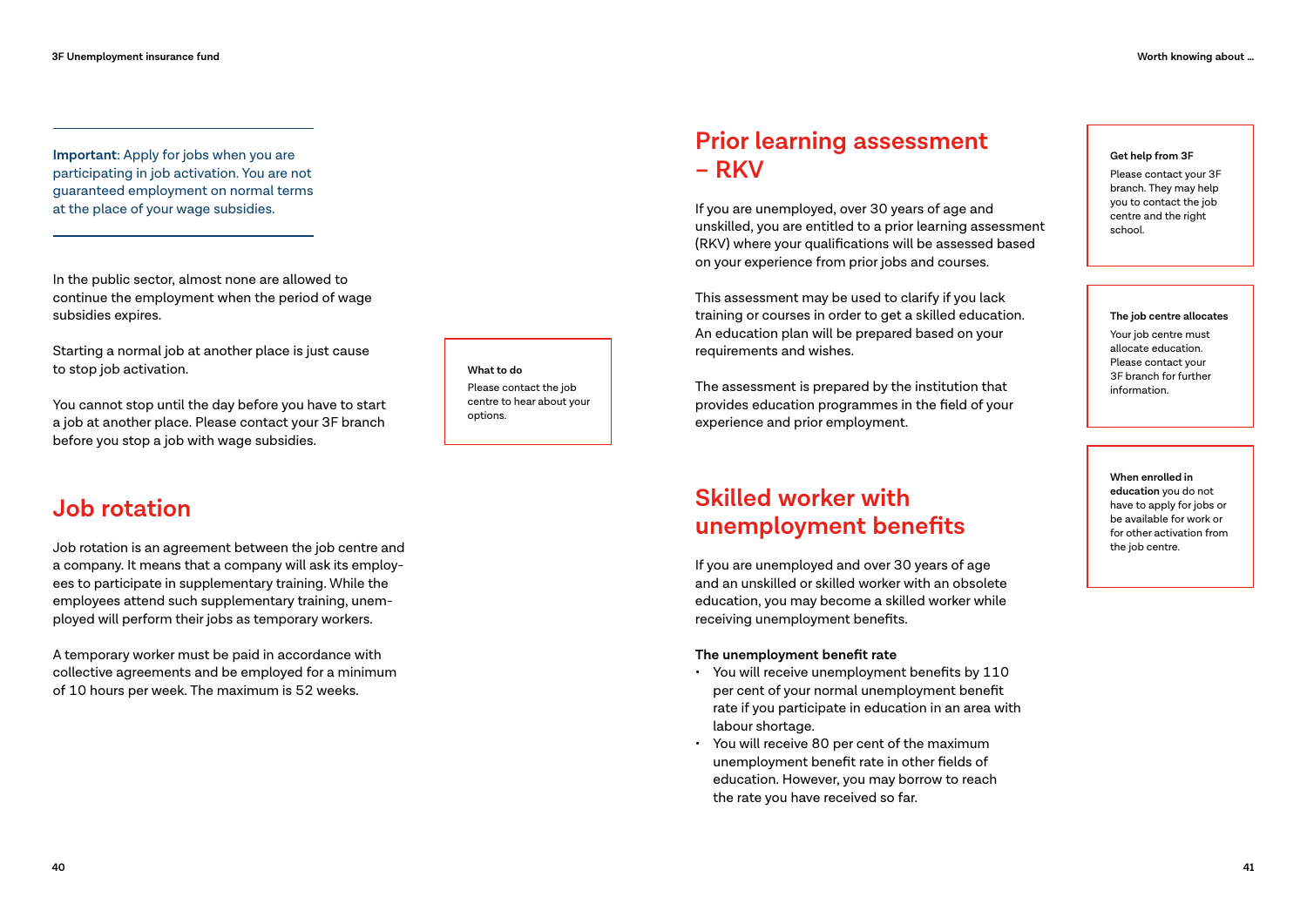**Important**: Apply for jobs when you are participating in job activation. You are not guaranteed employment on normal terms at the place of your wage subsidies.

In the public sector, almost none are allowed to continue the employment when the period of wage subsidies expires.

Starting a normal job at another place is just cause to stop job activation.

You cannot stop until the day before you have to start a job at another place. Please contact your 3F branch before you stop a job with wage subsidies.

**What to do**

Please contact the job centre to hear about your options.

## Job rotation

Job rotation is an agreement between the job centre and a company. It means that a company will ask its employees to participate in supplementary training. While the employees attend such supplementary training, unemployed will perform their jobs as temporary workers.

A temporary worker must be paid in accordance with collective agreements and be employed for a minimum of 10 hours per week. The maximum is 52 weeks.

## Prior learning assessment – RKV

If you are unemployed, over 30 years of age and unskilled, you are entitled to a prior learning assessment (RKV) where your qualifications will be assessed based on your experience from prior jobs and courses.

This assessment may be used to clarify if you lack training or courses in order to get a skilled education. An education plan will be prepared based on your requirements and wishes.

The assessment is prepared by the institution that provides education programmes in the field of your experience and prior employment.

**Get help from 3F**

Please contact your 3F branch. They may help you to contact the job centre and the right school.

**The job centre allocates**

Your job centre must allocate education. Please contact your 3F branch for further information.

## Skilled worker with unemployment benefits

If you are unemployed and over 30 years of age and an unskilled or skilled worker with an obsolete education, you may become a skilled worker while receiving unemployment benefits.

**The unemployment benefit rate**

- You will receive unemployment benefits by 110 per cent of your normal unemployment benefit rate if you participate in education in an area with labour shortage.
- You will receive 80 per cent of the maximum unemployment benefit rate in other fields of education. However, you may borrow to reach the rate you have received so far.

**When enrolled in education** you do not have to apply for jobs or be available for work or for other activation from the job centre.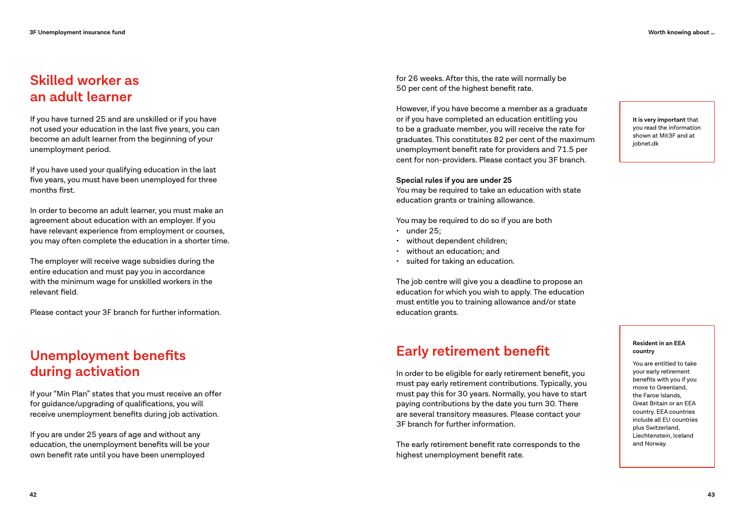## Skilled worker as an adult learner

If you have turned 25 and are unskilled or if you have not used your education in the last five years, you can become an adult learner from the beginning of your unemployment period.

If you have used your qualifying education in the last five years, you must have been unemployed for three months first.

In order to become an adult learner, you must make an agreement about education with an employer. If you have relevant experience from employment or courses, you may often complete the education in a shorter time.

The employer will receive wage subsidies during the entire education and must pay you in accordance with the minimum wage for unskilled workers in the relevant field.

Please contact your 3F branch for further information.

## Unemployment benefits during activation

If your "Min Plan" states that you must receive an offer for guidance/upgrading of qualifications, you will receive unemployment benefits during job activation.

If you are under 25 years of age and without any education, the unemployment benefits will be your own benefit rate until you have been unemployed for 26 weeks. After this, the rate will normally be 50 per cent of the highest benefit rate.

However, if you have become a member as a graduate or if you have completed an education entitling you to be a graduate member, you will receive the rate for graduates. This constitutes 82 per cent of the maximum unemployment benefit rate for providers and 71.5 per cent for non-providers. Please contact you 3F branch.

**Special rules if you are under 25**
You may be required to take an education with state education grants or training allowance.

You may be required to do so if you are both

- under 25;
- without dependent children;
- without an education; and
- suited for taking an education.

The job centre will give you a deadline to propose an education for which you wish to apply. The education must entitle you to training allowance and/or state education grants.

**It is very important** that you read the information shown at Mit3F and at jobnet.dk

## Early retirement benefit

In order to be eligible for early retirement benefit, you must pay early retirement contributions. Typically, you must pay this for 30 years. Normally, you have to start paying contributions by the date you turn 30. There are several transitory measures. Please contact your 3F branch for further information.

The early retirement benefit rate corresponds to the highest unemployment benefit rate.

**Resident in an EEA country**

You are entitled to take your early retirement benefits with you if you move to Greenland, the Faroe Islands, Great Britain or an EEA country. EEA countries include all EU countries plus Switzerland, Liechtenstein, Iceland and Norway.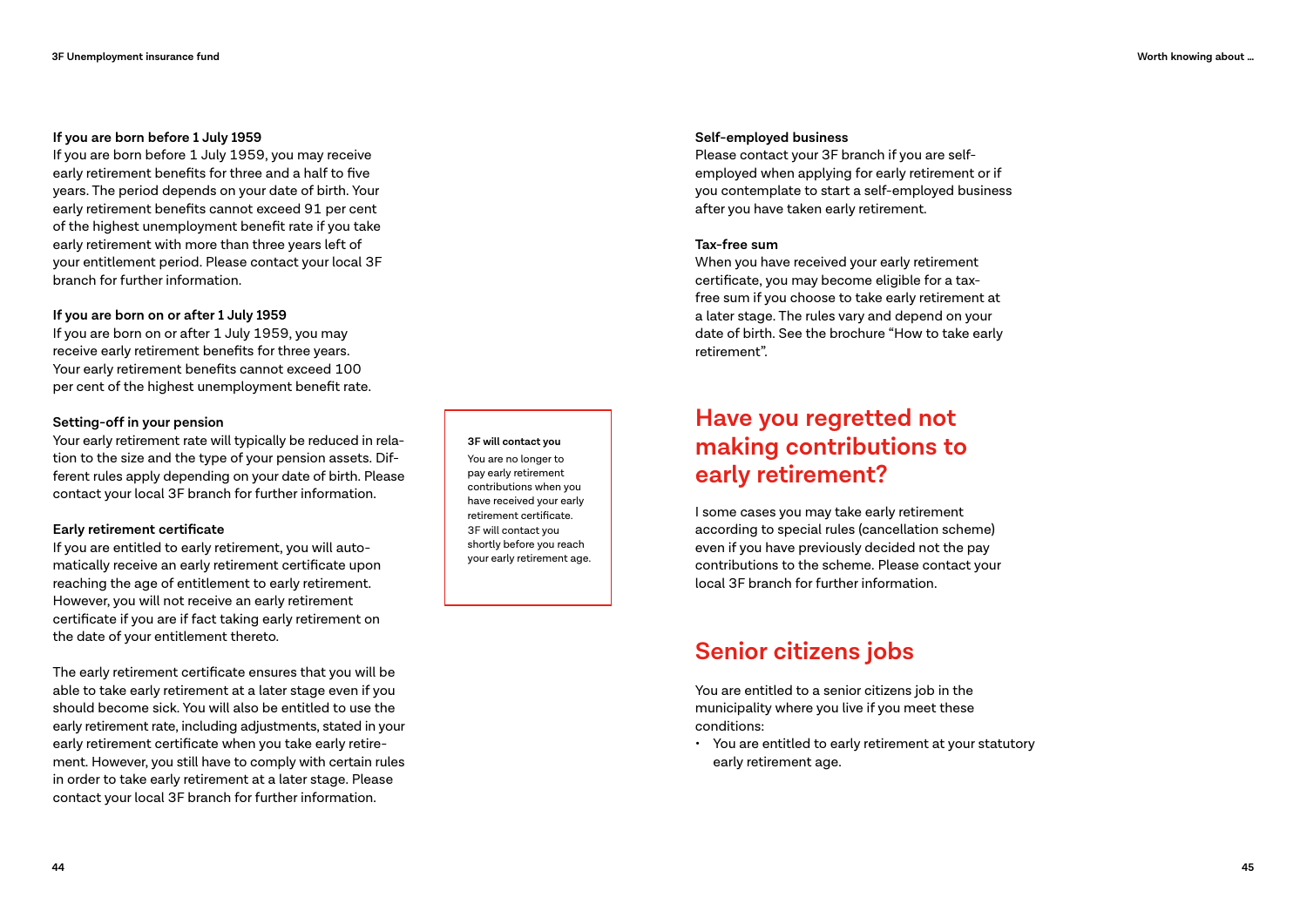### If you are born before 1 July 1959

If you are born before 1 July 1959, you may receive early retirement benefits for three and a half to five years. The period depends on your date of birth. Your early retirement benefits cannot exceed 91 per cent of the highest unemployment benefit rate if you take early retirement with more than three years left of your entitlement period. Please contact your local 3F branch for further information.

### If you are born on or after 1 July 1959

If you are born on or after 1 July 1959, you may receive early retirement benefits for three years. Your early retirement benefits cannot exceed 100 per cent of the highest unemployment benefit rate.

### Setting-off in your pension

Your early retirement rate will typically be reduced in relation to the size and the type of your pension assets. Different rules apply depending on your date of birth. Please contact your local 3F branch for further information.

### Early retirement certificate

If you are entitled to early retirement, you will automatically receive an early retirement certificate upon reaching the age of entitlement to early retirement. However, you will not receive an early retirement certificate if you are if fact taking early retirement on the date of your entitlement thereto.

The early retirement certificate ensures that you will be able to take early retirement at a later stage even if you should become sick. You will also be entitled to use the early retirement rate, including adjustments, stated in your early retirement certificate when you take early retirement. However, you still have to comply with certain rules in order to take early retirement at a later stage. Please contact your local 3F branch for further information.

**3F will contact you**

You are no longer to pay early retirement contributions when you have received your early retirement certificate. 3F will contact you shortly before you reach your early retirement age.

### Self-employed business

Please contact your 3F branch if you are self-employed when applying for early retirement or if you contemplate to start a self-employed business after you have taken early retirement.

### Tax-free sum

When you have received your early retirement certificate, you may become eligible for a tax-free sum if you choose to take early retirement at a later stage. The rules vary and depend on your date of birth. See the brochure "How to take early retirement".

## Have you regretted not making contributions to early retirement?

I some cases you may take early retirement according to special rules (cancellation scheme) even if you have previously decided not the pay contributions to the scheme. Please contact your local 3F branch for further information.

## Senior citizens jobs

You are entitled to a senior citizens job in the municipality where you live if you meet these conditions:

- You are entitled to early retirement at your statutory early retirement age.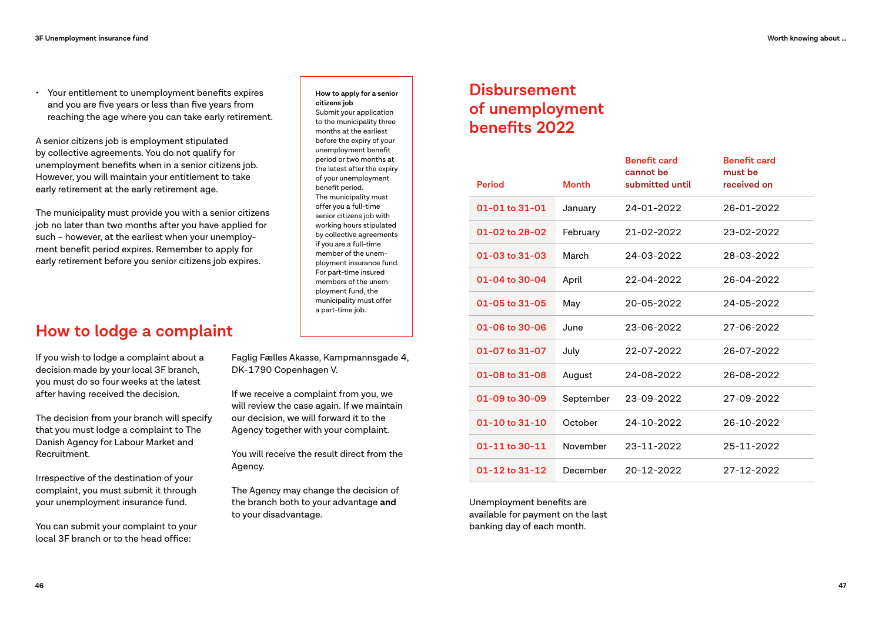- Your entitlement to unemployment benefits expires and you are five years or less than five years from reaching the age where you can take early retirement.

A senior citizens job is employment stipulated by collective agreements. You do not qualify for unemployment benefits when in a senior citizens job. However, you will maintain your entitlement to take early retirement at the early retirement age.

The municipality must provide you with a senior citizens job no later than two months after you have applied for such – however, at the earliest when your unemployment benefit period expires. Remember to apply for early retirement before you senior citizens job expires.

**How to apply for a senior citizens job**
Submit your application to the municipality three months at the earliest before the expiry of your unemployment benefit period or two months at the latest after the expiry of your unemployment benefit period.
The municipality must offer you a full-time senior citizens job with working hours stipulated by collective agreements if you are a full-time member of the unemployment insurance fund. For part-time insured members of the unemployment fund, the municipality must offer a part-time job.

## How to lodge a complaint

If you wish to lodge a complaint about a decision made by your local 3F branch, you must do so four weeks at the latest after having received the decision.

The decision from your branch will specify that you must lodge a complaint to The Danish Agency for Labour Market and Recruitment.

Irrespective of the destination of your complaint, you must submit it through your unemployment insurance fund.

You can submit your complaint to your local 3F branch or to the head office:

Faglig Fælles Akasse, Kampmannsgade 4, DK-1790 Copenhagen V.

If we receive a complaint from you, we will review the case again. If we maintain our decision, we will forward it to the Agency together with your complaint.

You will receive the result direct from the Agency.

The Agency may change the decision of the branch both to your advantage **and** to your disadvantage.

## Disbursement of unemployment benefits 2022

| Period | Month | Benefit card cannot be submitted until | Benefit card must be received on |
|---|---|---|---|
| 01-01 to 31-01 | January | 24-01-2022 | 26-01-2022 |
| 01-02 to 28-02 | February | 21-02-2022 | 23-02-2022 |
| 01-03 to 31-03 | March | 24-03-2022 | 28-03-2022 |
| 01-04 to 30-04 | April | 22-04-2022 | 26-04-2022 |
| 01-05 to 31-05 | May | 20-05-2022 | 24-05-2022 |
| 01-06 to 30-06 | June | 23-06-2022 | 27-06-2022 |
| 01-07 to 31-07 | July | 22-07-2022 | 26-07-2022 |
| 01-08 to 31-08 | August | 24-08-2022 | 26-08-2022 |
| 01-09 to 30-09 | September | 23-09-2022 | 27-09-2022 |
| 01-10 to 31-10 | October | 24-10-2022 | 26-10-2022 |
| 01-11 to 30-11 | November | 23-11-2022 | 25-11-2022 |
| 01-12 to 31-12 | December | 20-12-2022 | 27-12-2022 |

Unemployment benefits are available for payment on the last banking day of each month.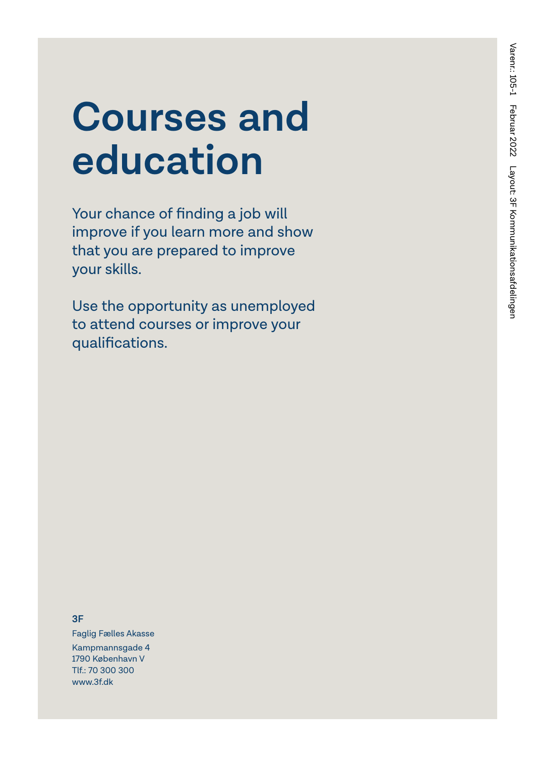# Courses and education

Your chance of finding a job will improve if you learn more and show that you are prepared to improve your skills.

Use the opportunity as unemployed to attend courses or improve your qualifications.

**3F**

Faglig Fælles Akasse

Kampmannsgade 4
1790 København V
Tlf.: 70 300 300
www.3f.dk

Varenr.: 105-1 Februar 2022 Layout: 3F Kommunikationsafdelingen